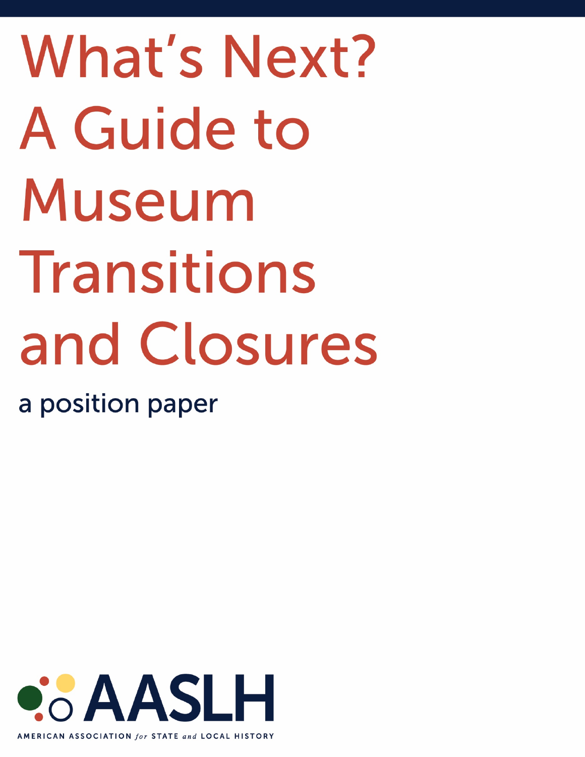# What's Next? A Guide to Museum Transitions and Closures

a position paper

AASLH

AMERICAN ASSOCIATION *for* STATE *and* LOCAL HISTORY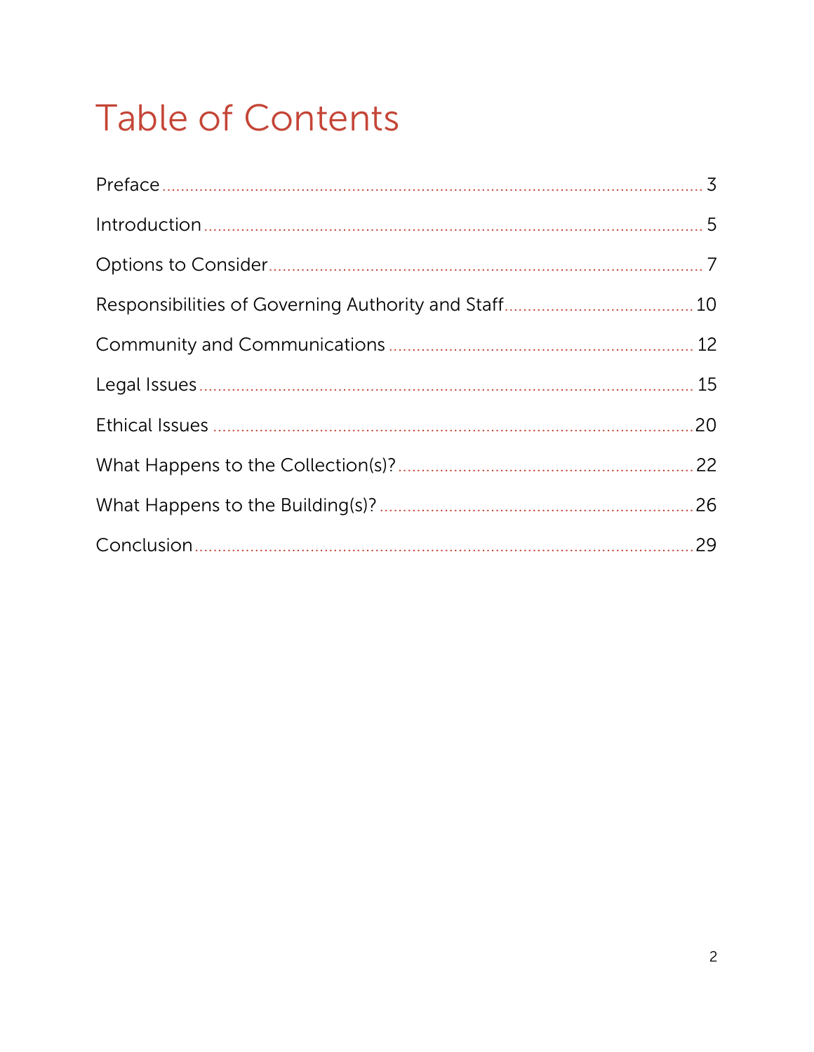# Table of Contents

Preface ........................................................................................................ 3

Introduction ................................................................................................ 5

Options to Consider ..................................................................................... 7

Responsibilities of Governing Authority and Staff ....................................... 10

Community and Communications ................................................................ 12

Legal Issues ................................................................................................ 15

Ethical Issues .............................................................................................. 20

What Happens to the Collection(s)? .............................................................. 22

What Happens to the Building(s)? ................................................................ 26

Conclusion .................................................................................................. 29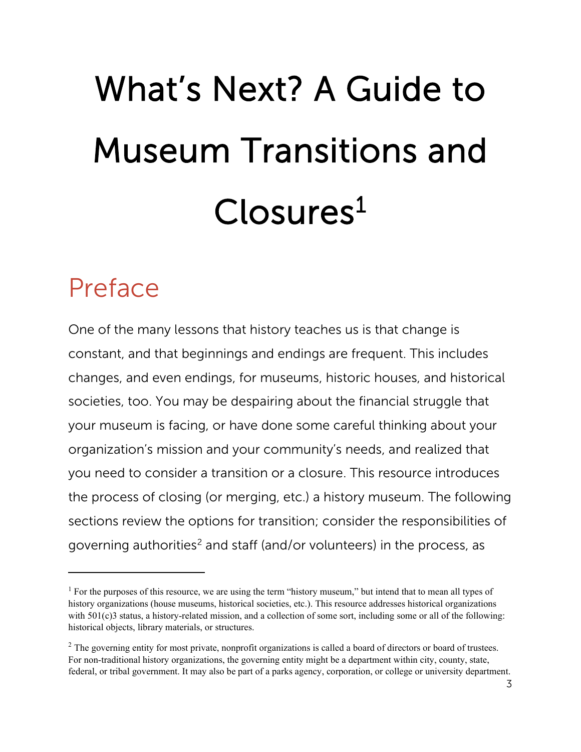# What's Next? A Guide to Museum Transitions and Closures[1]

## Preface

One of the many lessons that history teaches us is that change is constant, and that beginnings and endings are frequent. This includes changes, and even endings, for museums, historic houses, and historical societies, too. You may be despairing about the financial struggle that your museum is facing, or have done some careful thinking about your organization's mission and your community's needs, and realized that you need to consider a transition or a closure. This resource introduces the process of closing (or merging, etc.) a history museum. The following sections review the options for transition; consider the responsibilities of governing authorities[2] and staff (and/or volunteers) in the process, as

---

[1] For the purposes of this resource, we are using the term "history museum," but intend that to mean all types of history organizations (house museums, historical societies, etc.). This resource addresses historical organizations with 501(c)3 status, a history-related mission, and a collection of some sort, including some or all of the following: historical objects, library materials, or structures.

[2] The governing entity for most private, nonprofit organizations is called a board of directors or board of trustees. For non-traditional history organizations, the governing entity might be a department within city, county, state, federal, or tribal government. It may also be part of a parks agency, corporation, or college or university department.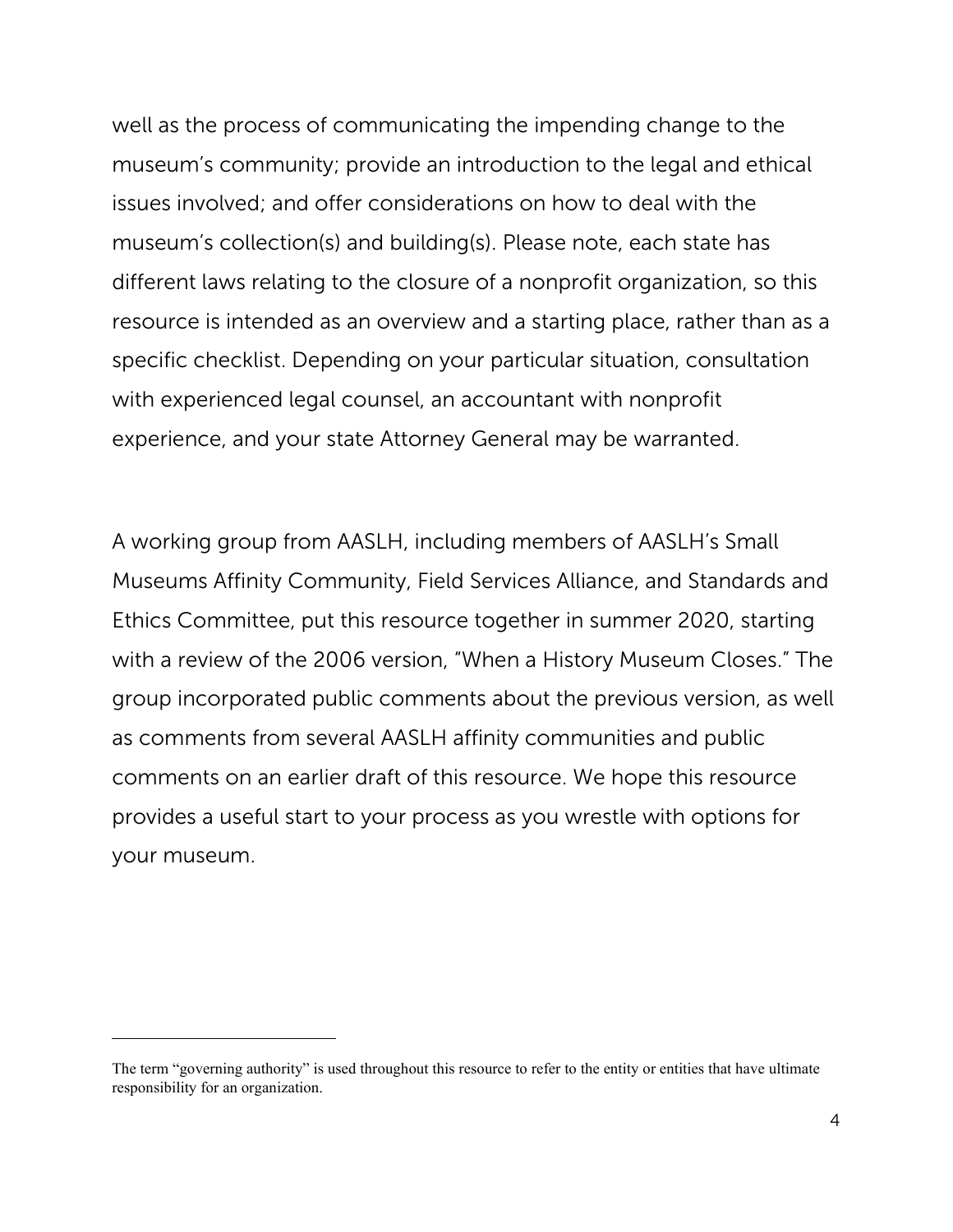well as the process of communicating the impending change to the museum's community; provide an introduction to the legal and ethical issues involved; and offer considerations on how to deal with the museum's collection(s) and building(s). Please note, each state has different laws relating to the closure of a nonprofit organization, so this resource is intended as an overview and a starting place, rather than as a specific checklist. Depending on your particular situation, consultation with experienced legal counsel, an accountant with nonprofit experience, and your state Attorney General may be warranted.

A working group from AASLH, including members of AASLH's Small Museums Affinity Community, Field Services Alliance, and Standards and Ethics Committee, put this resource together in summer 2020, starting with a review of the 2006 version, "When a History Museum Closes." The group incorporated public comments about the previous version, as well as comments from several AASLH affinity communities and public comments on an earlier draft of this resource. We hope this resource provides a useful start to your process as you wrestle with options for your museum.

---

The term "governing authority" is used throughout this resource to refer to the entity or entities that have ultimate responsibility for an organization.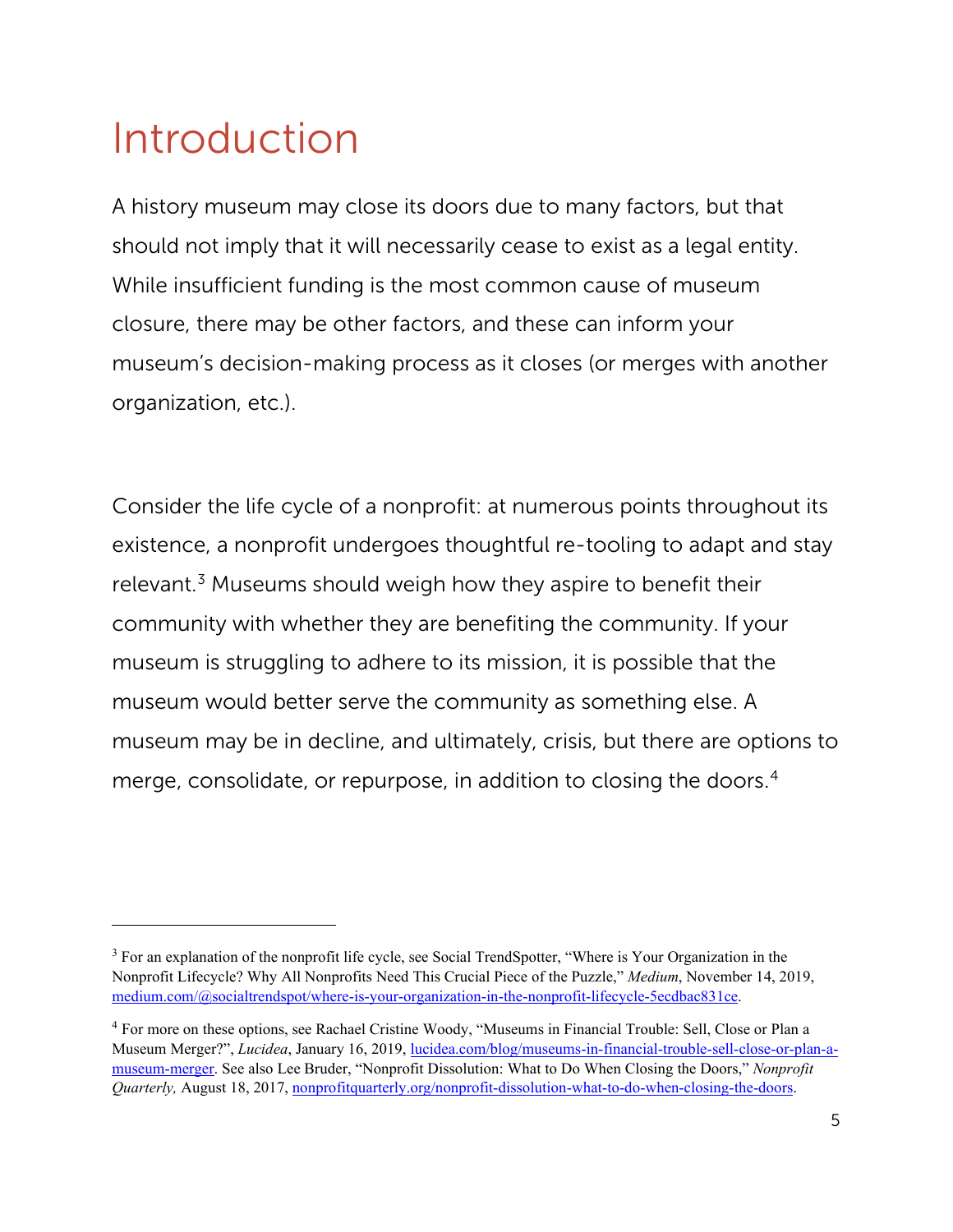# Introduction

A history museum may close its doors due to many factors, but that should not imply that it will necessarily cease to exist as a legal entity. While insufficient funding is the most common cause of museum closure, there may be other factors, and these can inform your museum's decision-making process as it closes (or merges with another organization, etc.).

Consider the life cycle of a nonprofit: at numerous points throughout its existence, a nonprofit undergoes thoughtful re-tooling to adapt and stay relevant.[3] Museums should weigh how they aspire to benefit their community with whether they are benefiting the community. If your museum is struggling to adhere to its mission, it is possible that the museum would better serve the community as something else. A museum may be in decline, and ultimately, crisis, but there are options to merge, consolidate, or repurpose, in addition to closing the doors.[4]

---

[3] For an explanation of the nonprofit life cycle, see Social TrendSpotter, "Where is Your Organization in the Nonprofit Lifecycle? Why All Nonprofits Need This Crucial Piece of the Puzzle," *Medium*, November 14, 2019, medium.com/@socialtrendspot/where-is-your-organization-in-the-nonprofit-lifecycle-5ecdbac831ce.

[4] For more on these options, see Rachael Cristine Woody, "Museums in Financial Trouble: Sell, Close or Plan a Museum Merger?", *Lucidea*, January 16, 2019, lucidea.com/blog/museums-in-financial-trouble-sell-close-or-plan-a-museum-merger. See also Lee Bruder, "Nonprofit Dissolution: What to Do When Closing the Doors," *Nonprofit Quarterly,* August 18, 2017, nonprofitquarterly.org/nonprofit-dissolution-what-to-do-when-closing-the-doors.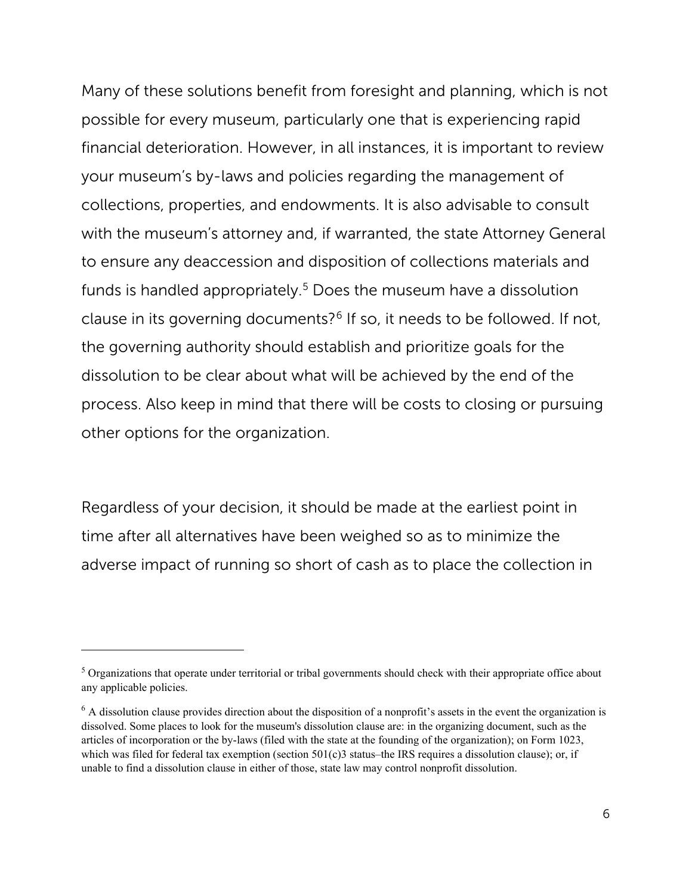Many of these solutions benefit from foresight and planning, which is not possible for every museum, particularly one that is experiencing rapid financial deterioration. However, in all instances, it is important to review your museum's by-laws and policies regarding the management of collections, properties, and endowments. It is also advisable to consult with the museum's attorney and, if warranted, the state Attorney General to ensure any deaccession and disposition of collections materials and funds is handled appropriately.[5] Does the museum have a dissolution clause in its governing documents?[6] If so, it needs to be followed. If not, the governing authority should establish and prioritize goals for the dissolution to be clear about what will be achieved by the end of the process. Also keep in mind that there will be costs to closing or pursuing other options for the organization.

Regardless of your decision, it should be made at the earliest point in time after all alternatives have been weighed so as to minimize the adverse impact of running so short of cash as to place the collection in

---

[5] Organizations that operate under territorial or tribal governments should check with their appropriate office about any applicable policies.

[6] A dissolution clause provides direction about the disposition of a nonprofit's assets in the event the organization is dissolved. Some places to look for the museum's dissolution clause are: in the organizing document, such as the articles of incorporation or the by-laws (filed with the state at the founding of the organization); on Form 1023, which was filed for federal tax exemption (section 501(c)3 status–the IRS requires a dissolution clause); or, if unable to find a dissolution clause in either of those, state law may control nonprofit dissolution.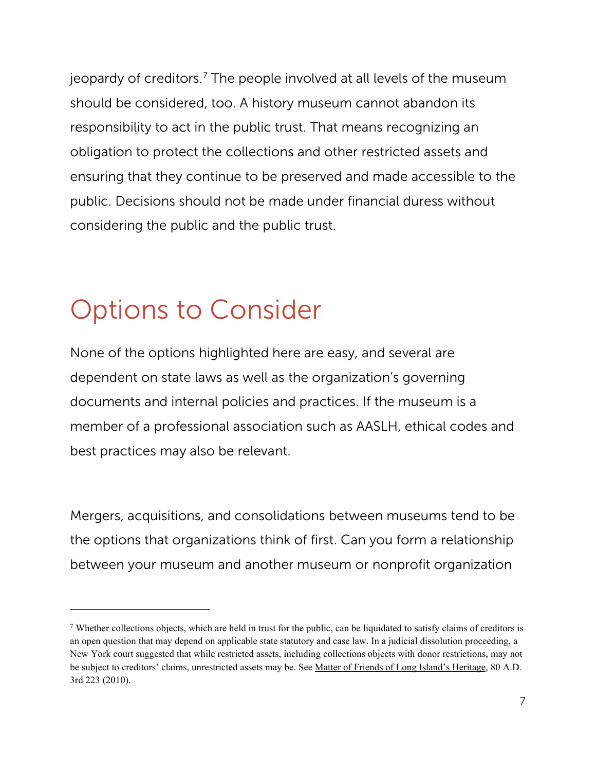jeopardy of creditors.[7] The people involved at all levels of the museum should be considered, too. A history museum cannot abandon its responsibility to act in the public trust. That means recognizing an obligation to protect the collections and other restricted assets and ensuring that they continue to be preserved and made accessible to the public. Decisions should not be made under financial duress without considering the public and the public trust.

# Options to Consider

None of the options highlighted here are easy, and several are dependent on state laws as well as the organization's governing documents and internal policies and practices. If the museum is a member of a professional association such as AASLH, ethical codes and best practices may also be relevant.

Mergers, acquisitions, and consolidations between museums tend to be the options that organizations think of first. Can you form a relationship between your museum and another museum or nonprofit organization

---

[7] Whether collections objects, which are held in trust for the public, can be liquidated to satisfy claims of creditors is an open question that may depend on applicable state statutory and case law. In a judicial dissolution proceeding, a New York court suggested that while restricted assets, including collections objects with donor restrictions, may not be subject to creditors' claims, unrestricted assets may be. See Matter of Friends of Long Island's Heritage, 80 A.D. 3rd 223 (2010).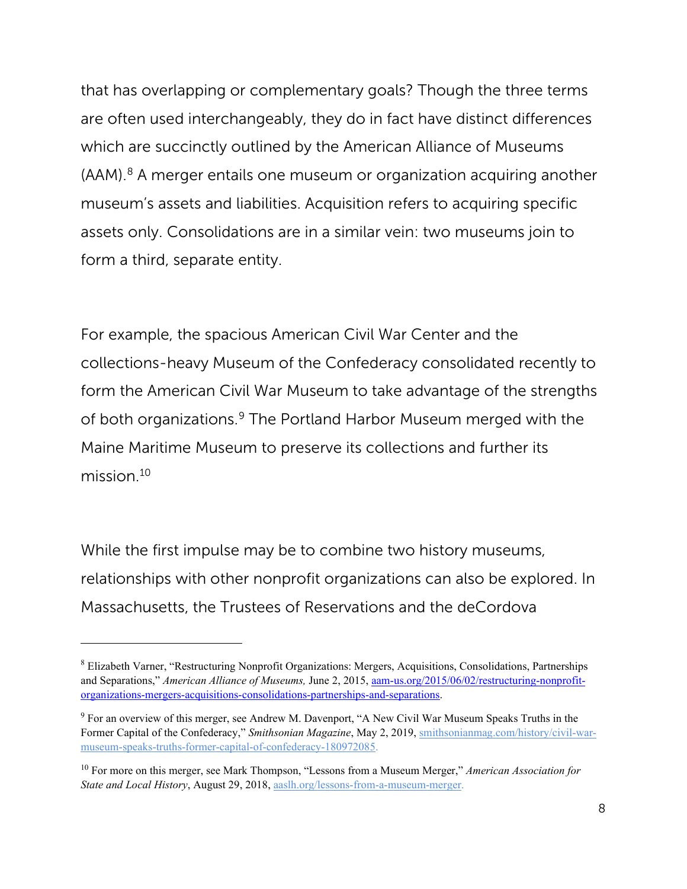that has overlapping or complementary goals? Though the three terms are often used interchangeably, they do in fact have distinct differences which are succinctly outlined by the American Alliance of Museums (AAM).[8] A merger entails one museum or organization acquiring another museum's assets and liabilities. Acquisition refers to acquiring specific assets only. Consolidations are in a similar vein: two museums join to form a third, separate entity.

For example, the spacious American Civil War Center and the collections-heavy Museum of the Confederacy consolidated recently to form the American Civil War Museum to take advantage of the strengths of both organizations.[9] The Portland Harbor Museum merged with the Maine Maritime Museum to preserve its collections and further its mission.[10]

While the first impulse may be to combine two history museums, relationships with other nonprofit organizations can also be explored. In Massachusetts, the Trustees of Reservations and the deCordova

---

[8] Elizabeth Varner, "Restructuring Nonprofit Organizations: Mergers, Acquisitions, Consolidations, Partnerships and Separations," *American Alliance of Museums,* June 2, 2015, [aam-us.org/2015/06/02/restructuring-nonprofit-organizations-mergers-acquisitions-consolidations-partnerships-and-separations](aam-us.org/2015/06/02/restructuring-nonprofit-organizations-mergers-acquisitions-consolidations-partnerships-and-separations).

[9] For an overview of this merger, see Andrew M. Davenport, "A New Civil War Museum Speaks Truths in the Former Capital of the Confederacy," *Smithsonian Magazine*, May 2, 2019, [smithsonianmag.com/history/civil-war-museum-speaks-truths-former-capital-of-confederacy-180972085](smithsonianmag.com/history/civil-war-museum-speaks-truths-former-capital-of-confederacy-180972085).

[10] For more on this merger, see Mark Thompson, "Lessons from a Museum Merger," *American Association for State and Local History*, August 29, 2018, [aaslh.org/lessons-from-a-museum-merger](aaslh.org/lessons-from-a-museum-merger).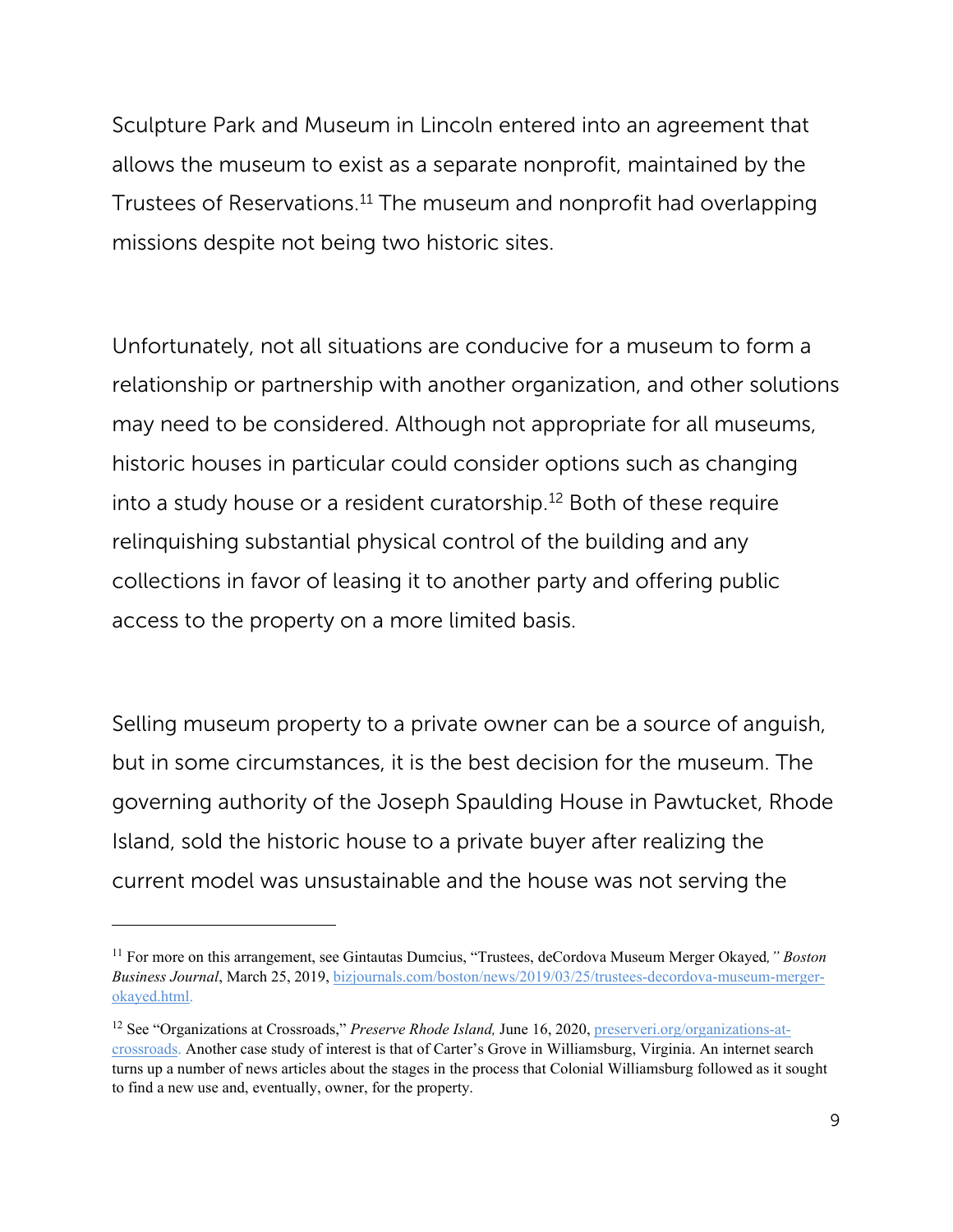Sculpture Park and Museum in Lincoln entered into an agreement that allows the museum to exist as a separate nonprofit, maintained by the Trustees of Reservations.[11] The museum and nonprofit had overlapping missions despite not being two historic sites.

Unfortunately, not all situations are conducive for a museum to form a relationship or partnership with another organization, and other solutions may need to be considered. Although not appropriate for all museums, historic houses in particular could consider options such as changing into a study house or a resident curatorship.[12] Both of these require relinquishing substantial physical control of the building and any collections in favor of leasing it to another party and offering public access to the property on a more limited basis.

Selling museum property to a private owner can be a source of anguish, but in some circumstances, it is the best decision for the museum. The governing authority of the Joseph Spaulding House in Pawtucket, Rhode Island, sold the historic house to a private buyer after realizing the current model was unsustainable and the house was not serving the

---

[11] For more on this arrangement, see Gintautas Dumcius, "Trustees, deCordova Museum Merger Okayed," *Boston Business Journal*, March 25, 2019, [bizjournals.com/boston/news/2019/03/25/trustees-decordova-museum-merger-okayed.html](bizjournals.com/boston/news/2019/03/25/trustees-decordova-museum-merger-okayed.html).

[12] See "Organizations at Crossroads," *Preserve Rhode Island,* June 16, 2020, [preserveri.org/organizations-at-crossroads](preserveri.org/organizations-at-crossroads). Another case study of interest is that of Carter's Grove in Williamsburg, Virginia. An internet search turns up a number of news articles about the stages in the process that Colonial Williamsburg followed as it sought to find a new use and, eventually, owner, for the property.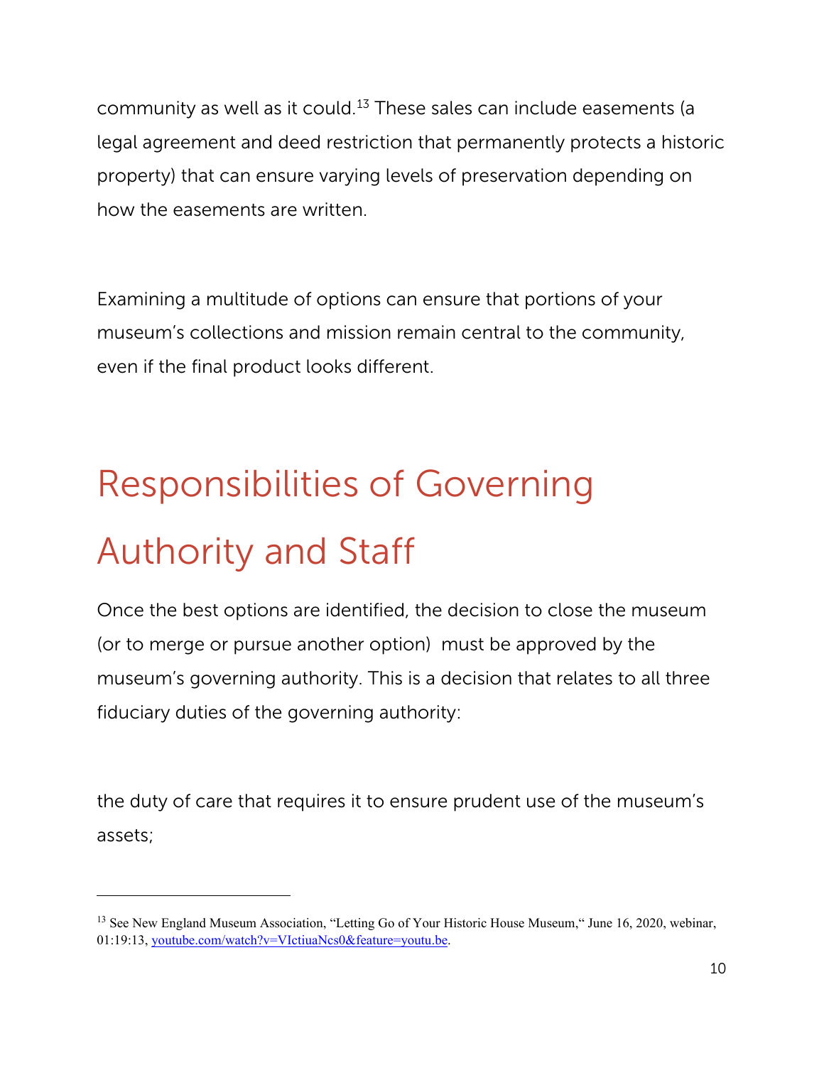community as well as it could.[13] These sales can include easements (a legal agreement and deed restriction that permanently protects a historic property) that can ensure varying levels of preservation depending on how the easements are written.

Examining a multitude of options can ensure that portions of your museum's collections and mission remain central to the community, even if the final product looks different.

# Responsibilities of Governing Authority and Staff

Once the best options are identified, the decision to close the museum (or to merge or pursue another option) must be approved by the museum's governing authority. This is a decision that relates to all three fiduciary duties of the governing authority:

the duty of care that requires it to ensure prudent use of the museum's assets;

[13] See New England Museum Association, "Letting Go of Your Historic House Museum," June 16, 2020, webinar, 01:19:13, youtube.com/watch?v=VIctiuaNcs0&feature=youtu.be.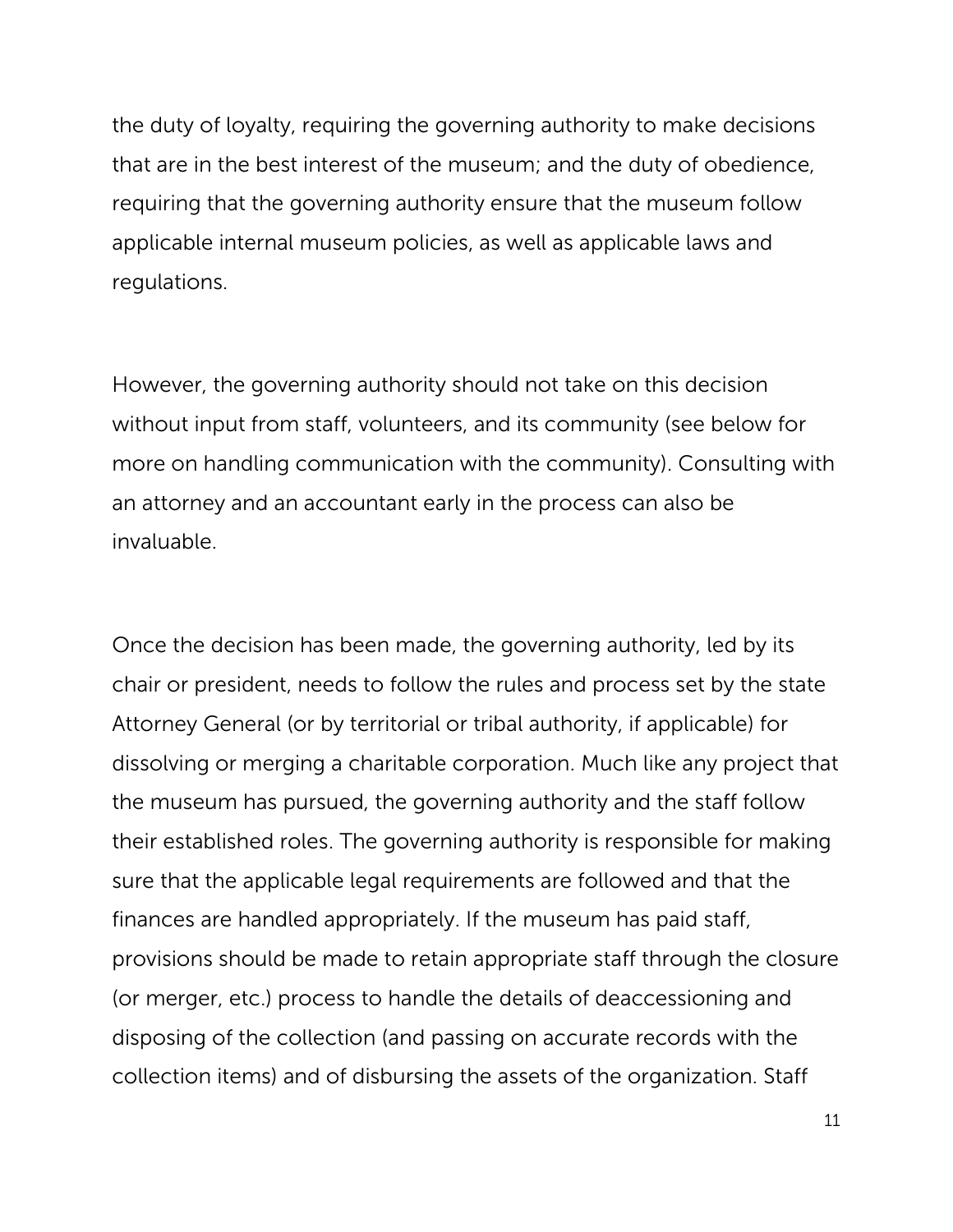the duty of loyalty, requiring the governing authority to make decisions that are in the best interest of the museum; and the duty of obedience, requiring that the governing authority ensure that the museum follow applicable internal museum policies, as well as applicable laws and regulations.

However, the governing authority should not take on this decision without input from staff, volunteers, and its community (see below for more on handling communication with the community). Consulting with an attorney and an accountant early in the process can also be invaluable.

Once the decision has been made, the governing authority, led by its chair or president, needs to follow the rules and process set by the state Attorney General (or by territorial or tribal authority, if applicable) for dissolving or merging a charitable corporation. Much like any project that the museum has pursued, the governing authority and the staff follow their established roles. The governing authority is responsible for making sure that the applicable legal requirements are followed and that the finances are handled appropriately. If the museum has paid staff, provisions should be made to retain appropriate staff through the closure (or merger, etc.) process to handle the details of deaccessioning and disposing of the collection (and passing on accurate records with the collection items) and of disbursing the assets of the organization. Staff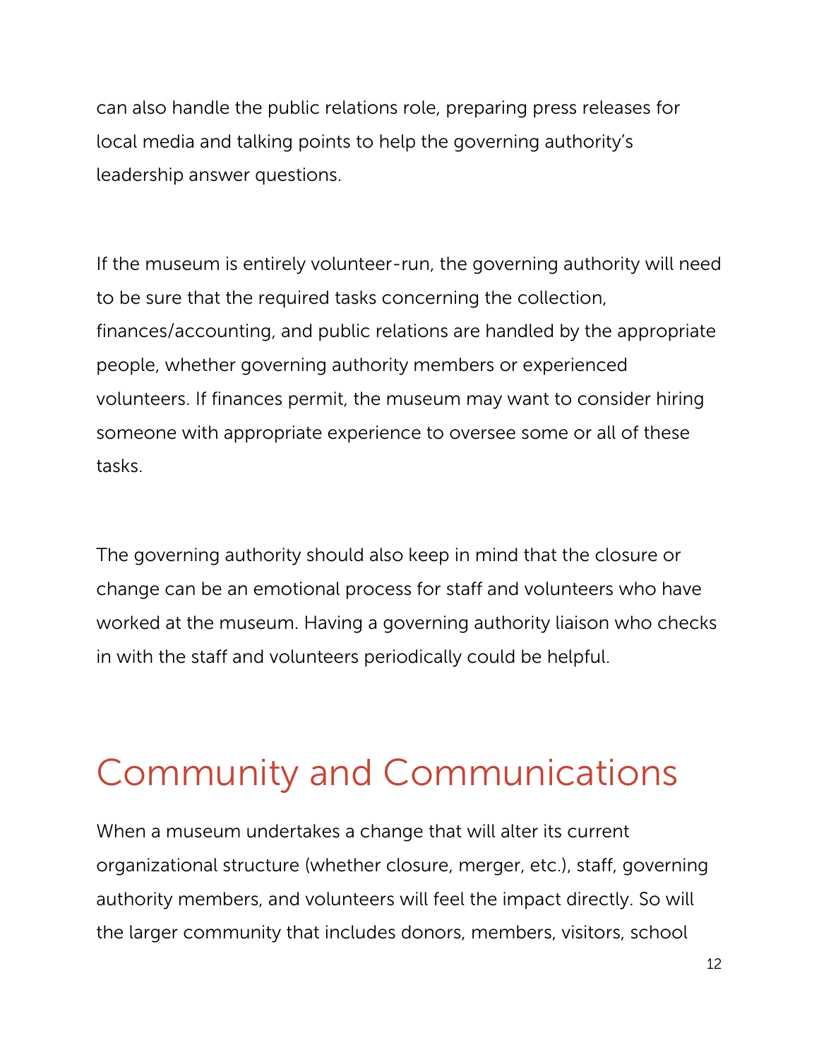can also handle the public relations role, preparing press releases for local media and talking points to help the governing authority's leadership answer questions.

If the museum is entirely volunteer-run, the governing authority will need to be sure that the required tasks concerning the collection, finances/accounting, and public relations are handled by the appropriate people, whether governing authority members or experienced volunteers. If finances permit, the museum may want to consider hiring someone with appropriate experience to oversee some or all of these tasks.

The governing authority should also keep in mind that the closure or change can be an emotional process for staff and volunteers who have worked at the museum. Having a governing authority liaison who checks in with the staff and volunteers periodically could be helpful.

## Community and Communications

When a museum undertakes a change that will alter its current organizational structure (whether closure, merger, etc.), staff, governing authority members, and volunteers will feel the impact directly. So will the larger community that includes donors, members, visitors, school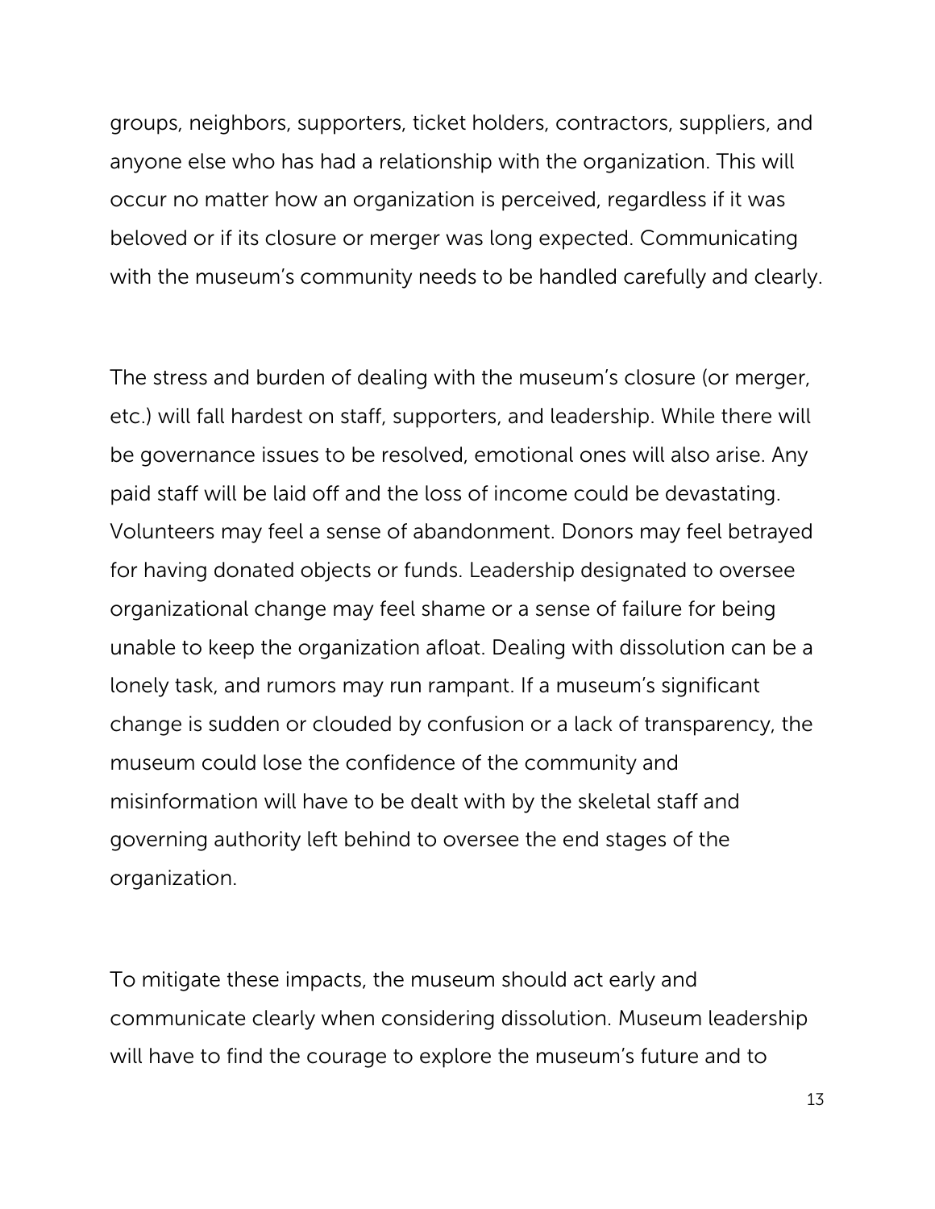groups, neighbors, supporters, ticket holders, contractors, suppliers, and anyone else who has had a relationship with the organization. This will occur no matter how an organization is perceived, regardless if it was beloved or if its closure or merger was long expected. Communicating with the museum's community needs to be handled carefully and clearly.

The stress and burden of dealing with the museum's closure (or merger, etc.) will fall hardest on staff, supporters, and leadership. While there will be governance issues to be resolved, emotional ones will also arise. Any paid staff will be laid off and the loss of income could be devastating. Volunteers may feel a sense of abandonment. Donors may feel betrayed for having donated objects or funds. Leadership designated to oversee organizational change may feel shame or a sense of failure for being unable to keep the organization afloat. Dealing with dissolution can be a lonely task, and rumors may run rampant. If a museum's significant change is sudden or clouded by confusion or a lack of transparency, the museum could lose the confidence of the community and misinformation will have to be dealt with by the skeletal staff and governing authority left behind to oversee the end stages of the organization.

To mitigate these impacts, the museum should act early and communicate clearly when considering dissolution. Museum leadership will have to find the courage to explore the museum's future and to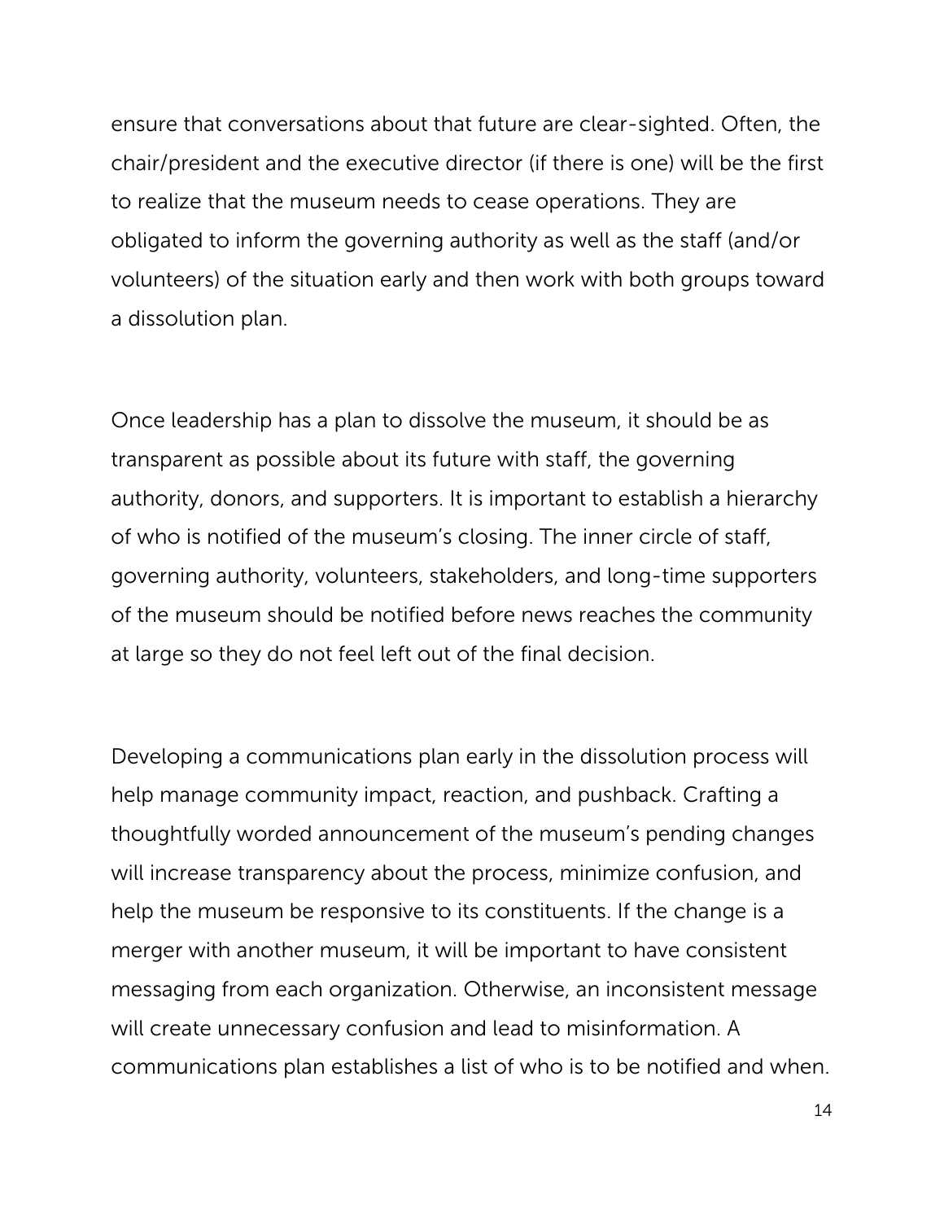ensure that conversations about that future are clear-sighted. Often, the chair/president and the executive director (if there is one) will be the first to realize that the museum needs to cease operations. They are obligated to inform the governing authority as well as the staff (and/or volunteers) of the situation early and then work with both groups toward a dissolution plan.

Once leadership has a plan to dissolve the museum, it should be as transparent as possible about its future with staff, the governing authority, donors, and supporters. It is important to establish a hierarchy of who is notified of the museum's closing. The inner circle of staff, governing authority, volunteers, stakeholders, and long-time supporters of the museum should be notified before news reaches the community at large so they do not feel left out of the final decision.

Developing a communications plan early in the dissolution process will help manage community impact, reaction, and pushback. Crafting a thoughtfully worded announcement of the museum's pending changes will increase transparency about the process, minimize confusion, and help the museum be responsive to its constituents. If the change is a merger with another museum, it will be important to have consistent messaging from each organization. Otherwise, an inconsistent message will create unnecessary confusion and lead to misinformation. A communications plan establishes a list of who is to be notified and when.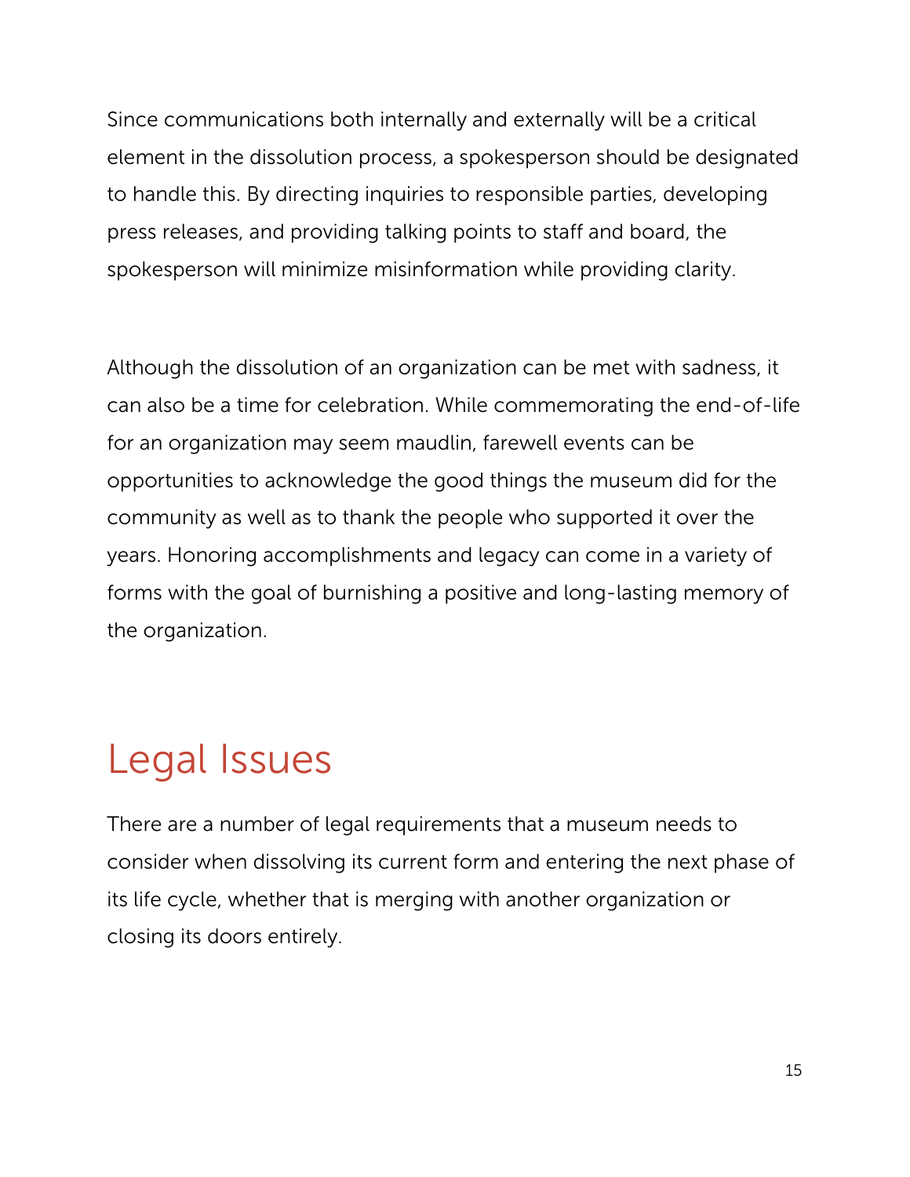Since communications both internally and externally will be a critical element in the dissolution process, a spokesperson should be designated to handle this. By directing inquiries to responsible parties, developing press releases, and providing talking points to staff and board, the spokesperson will minimize misinformation while providing clarity.

Although the dissolution of an organization can be met with sadness, it can also be a time for celebration. While commemorating the end-of-life for an organization may seem maudlin, farewell events can be opportunities to acknowledge the good things the museum did for the community as well as to thank the people who supported it over the years. Honoring accomplishments and legacy can come in a variety of forms with the goal of burnishing a positive and long-lasting memory of the organization.

## Legal Issues

There are a number of legal requirements that a museum needs to consider when dissolving its current form and entering the next phase of its life cycle, whether that is merging with another organization or closing its doors entirely.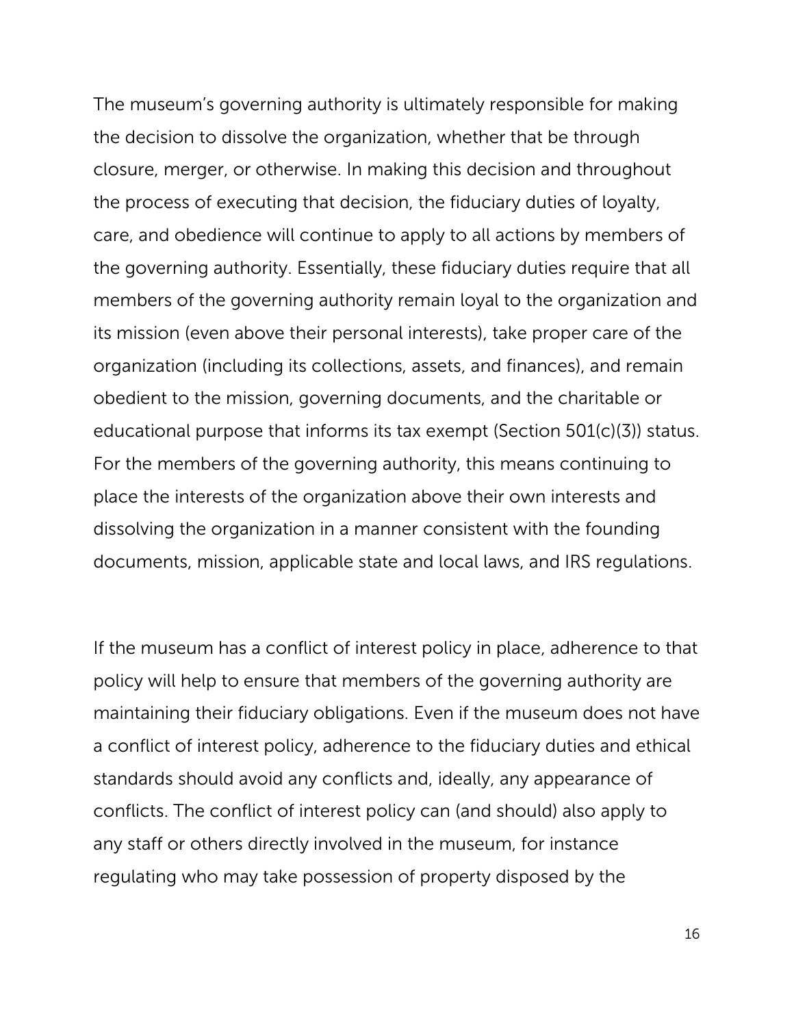The museum's governing authority is ultimately responsible for making the decision to dissolve the organization, whether that be through closure, merger, or otherwise. In making this decision and throughout the process of executing that decision, the fiduciary duties of loyalty, care, and obedience will continue to apply to all actions by members of the governing authority. Essentially, these fiduciary duties require that all members of the governing authority remain loyal to the organization and its mission (even above their personal interests), take proper care of the organization (including its collections, assets, and finances), and remain obedient to the mission, governing documents, and the charitable or educational purpose that informs its tax exempt (Section 501(c)(3)) status. For the members of the governing authority, this means continuing to place the interests of the organization above their own interests and dissolving the organization in a manner consistent with the founding documents, mission, applicable state and local laws, and IRS regulations.

If the museum has a conflict of interest policy in place, adherence to that policy will help to ensure that members of the governing authority are maintaining their fiduciary obligations. Even if the museum does not have a conflict of interest policy, adherence to the fiduciary duties and ethical standards should avoid any conflicts and, ideally, any appearance of conflicts. The conflict of interest policy can (and should) also apply to any staff or others directly involved in the museum, for instance regulating who may take possession of property disposed by the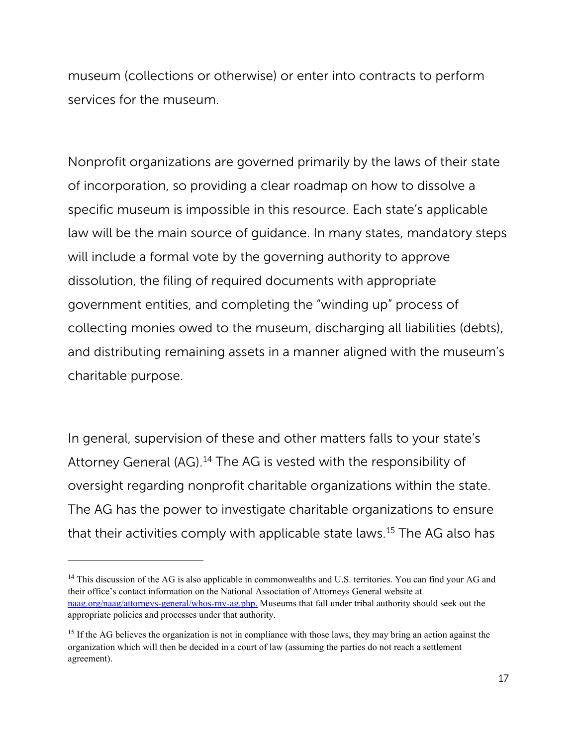museum (collections or otherwise) or enter into contracts to perform services for the museum.

Nonprofit organizations are governed primarily by the laws of their state of incorporation, so providing a clear roadmap on how to dissolve a specific museum is impossible in this resource. Each state's applicable law will be the main source of guidance. In many states, mandatory steps will include a formal vote by the governing authority to approve dissolution, the filing of required documents with appropriate government entities, and completing the "winding up" process of collecting monies owed to the museum, discharging all liabilities (debts), and distributing remaining assets in a manner aligned with the museum's charitable purpose.

In general, supervision of these and other matters falls to your state's Attorney General (AG).[14] The AG is vested with the responsibility of oversight regarding nonprofit charitable organizations within the state. The AG has the power to investigate charitable organizations to ensure that their activities comply with applicable state laws.[15] The AG also has

---

[14] This discussion of the AG is also applicable in commonwealths and U.S. territories. You can find your AG and their office's contact information on the National Association of Attorneys General website at naag.org/naag/attorneys-general/whos-my-ag.php. Museums that fall under tribal authority should seek out the appropriate policies and processes under that authority.

[15] If the AG believes the organization is not in compliance with those laws, they may bring an action against the organization which will then be decided in a court of law (assuming the parties do not reach a settlement agreement).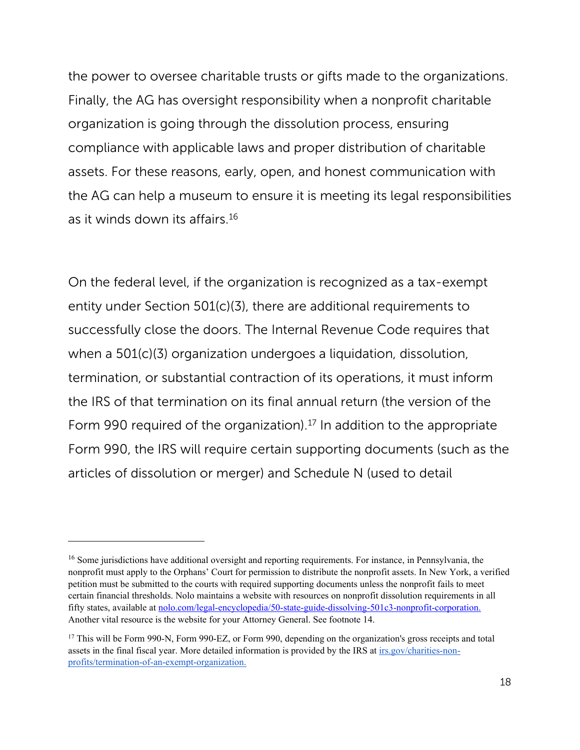the power to oversee charitable trusts or gifts made to the organizations. Finally, the AG has oversight responsibility when a nonprofit charitable organization is going through the dissolution process, ensuring compliance with applicable laws and proper distribution of charitable assets. For these reasons, early, open, and honest communication with the AG can help a museum to ensure it is meeting its legal responsibilities as it winds down its affairs.[16]

On the federal level, if the organization is recognized as a tax-exempt entity under Section 501(c)(3), there are additional requirements to successfully close the doors. The Internal Revenue Code requires that when a 501(c)(3) organization undergoes a liquidation, dissolution, termination, or substantial contraction of its operations, it must inform the IRS of that termination on its final annual return (the version of the Form 990 required of the organization).[17] In addition to the appropriate Form 990, the IRS will require certain supporting documents (such as the articles of dissolution or merger) and Schedule N (used to detail

---

[16] Some jurisdictions have additional oversight and reporting requirements. For instance, in Pennsylvania, the nonprofit must apply to the Orphans' Court for permission to distribute the nonprofit assets. In New York, a verified petition must be submitted to the courts with required supporting documents unless the nonprofit fails to meet certain financial thresholds. Nolo maintains a website with resources on nonprofit dissolution requirements in all fifty states, available at [nolo.com/legal-encyclopedia/50-state-guide-dissolving-501c3-nonprofit-corporation.](https://nolo.com/legal-encyclopedia/50-state-guide-dissolving-501c3-nonprofit-corporation) Another vital resource is the website for your Attorney General. See footnote 14.

[17] This will be Form 990-N, Form 990-EZ, or Form 990, depending on the organization's gross receipts and total assets in the final fiscal year. More detailed information is provided by the IRS at [irs.gov/charities-non-profits/termination-of-an-exempt-organization.](https://irs.gov/charities-non-profits/termination-of-an-exempt-organization)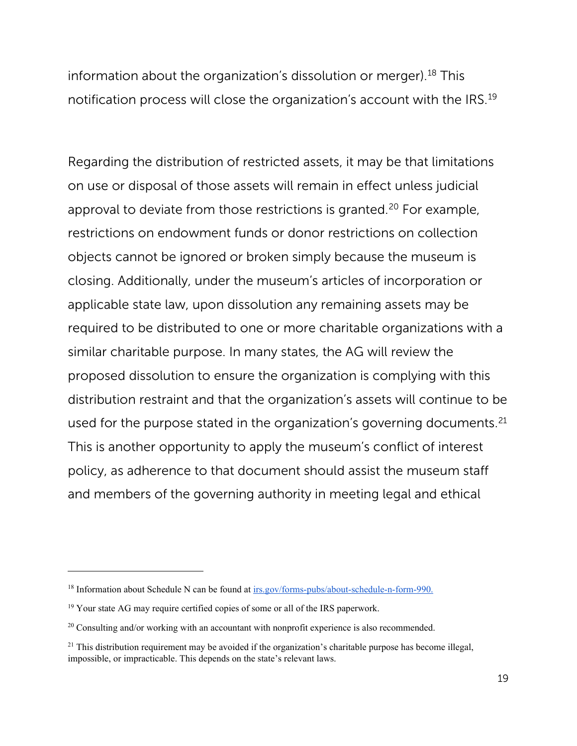information about the organization's dissolution or merger).[18] This notification process will close the organization's account with the IRS.[19]

Regarding the distribution of restricted assets, it may be that limitations on use or disposal of those assets will remain in effect unless judicial approval to deviate from those restrictions is granted.[20] For example, restrictions on endowment funds or donor restrictions on collection objects cannot be ignored or broken simply because the museum is closing. Additionally, under the museum's articles of incorporation or applicable state law, upon dissolution any remaining assets may be required to be distributed to one or more charitable organizations with a similar charitable purpose. In many states, the AG will review the proposed dissolution to ensure the organization is complying with this distribution restraint and that the organization's assets will continue to be used for the purpose stated in the organization's governing documents.[21] This is another opportunity to apply the museum's conflict of interest policy, as adherence to that document should assist the museum staff and members of the governing authority in meeting legal and ethical

---

[18] Information about Schedule N can be found at [irs.gov/forms-pubs/about-schedule-n-form-990.](https://irs.gov/forms-pubs/about-schedule-n-form-990)

[19] Your state AG may require certified copies of some or all of the IRS paperwork.

[20] Consulting and/or working with an accountant with nonprofit experience is also recommended.

[21] This distribution requirement may be avoided if the organization's charitable purpose has become illegal, impossible, or impracticable. This depends on the state's relevant laws.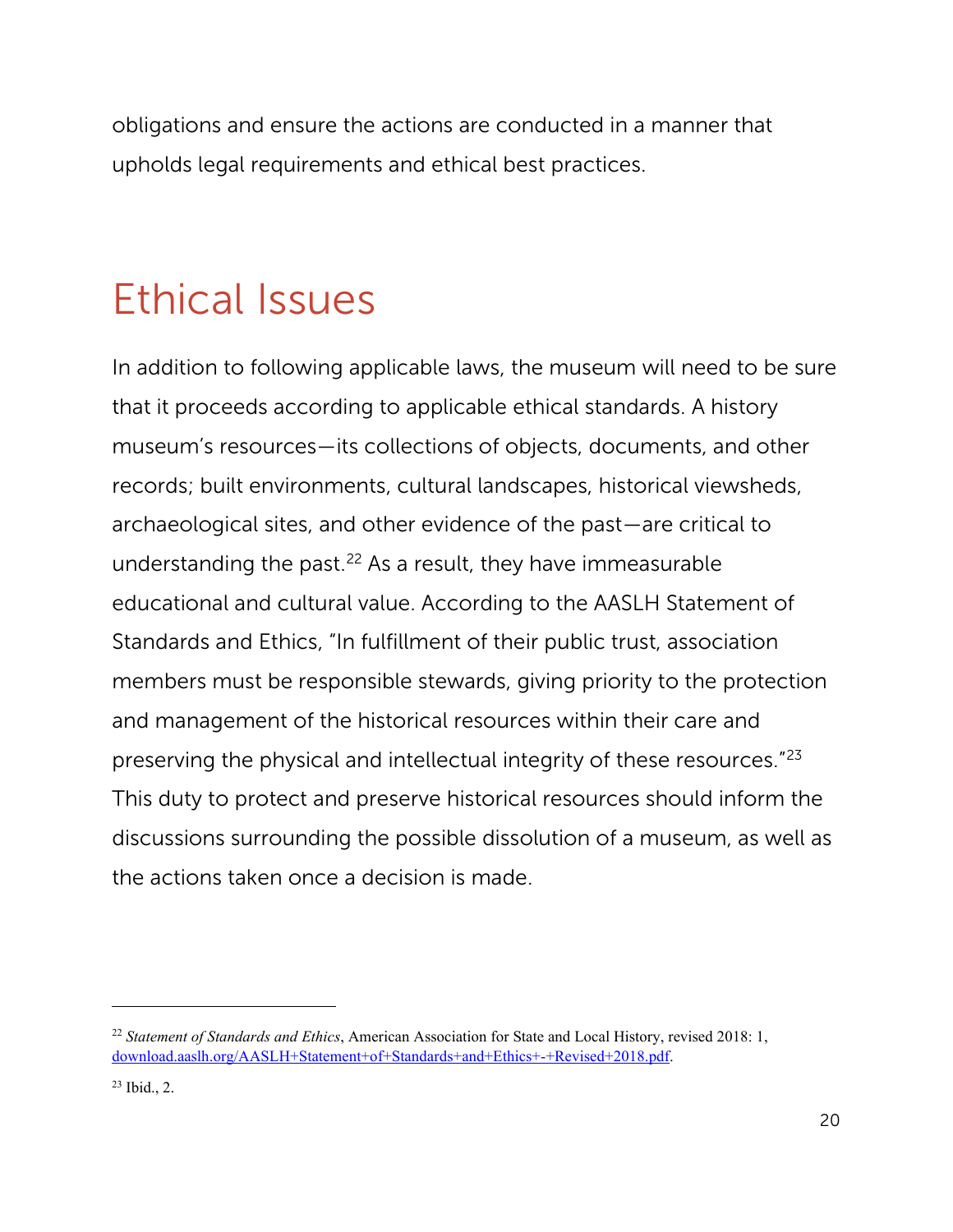obligations and ensure the actions are conducted in a manner that upholds legal requirements and ethical best practices.

# Ethical Issues

In addition to following applicable laws, the museum will need to be sure that it proceeds according to applicable ethical standards. A history museum's resources—its collections of objects, documents, and other records; built environments, cultural landscapes, historical viewsheds, archaeological sites, and other evidence of the past—are critical to understanding the past.[22] As a result, they have immeasurable educational and cultural value. According to the AASLH Statement of Standards and Ethics, "In fulfillment of their public trust, association members must be responsible stewards, giving priority to the protection and management of the historical resources within their care and preserving the physical and intellectual integrity of these resources."[23] This duty to protect and preserve historical resources should inform the discussions surrounding the possible dissolution of a museum, as well as the actions taken once a decision is made.

---

[22] *Statement of Standards and Ethics*, American Association for State and Local History, revised 2018: 1, download.aaslh.org/AASLH+Statement+of+Standards+and+Ethics+-+Revised+2018.pdf.

[23] Ibid., 2.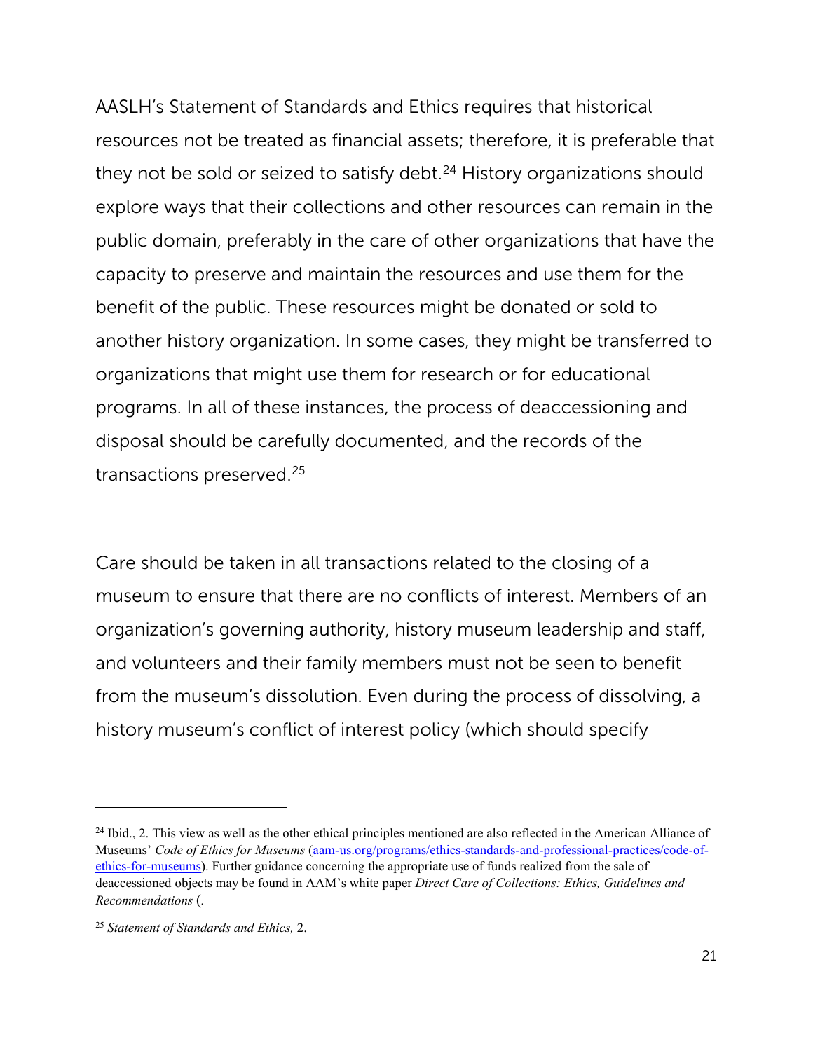AASLH's Statement of Standards and Ethics requires that historical resources not be treated as financial assets; therefore, it is preferable that they not be sold or seized to satisfy debt.[24] History organizations should explore ways that their collections and other resources can remain in the public domain, preferably in the care of other organizations that have the capacity to preserve and maintain the resources and use them for the benefit of the public. These resources might be donated or sold to another history organization. In some cases, they might be transferred to organizations that might use them for research or for educational programs. In all of these instances, the process of deaccessioning and disposal should be carefully documented, and the records of the transactions preserved.[25]

Care should be taken in all transactions related to the closing of a museum to ensure that there are no conflicts of interest. Members of an organization's governing authority, history museum leadership and staff, and volunteers and their family members must not be seen to benefit from the museum's dissolution. Even during the process of dissolving, a history museum's conflict of interest policy (which should specify

---

[24] Ibid., 2. This view as well as the other ethical principles mentioned are also reflected in the American Alliance of Museums' *Code of Ethics for Museums* (aam-us.org/programs/ethics-standards-and-professional-practices/code-of-ethics-for-museums). Further guidance concerning the appropriate use of funds realized from the sale of deaccessioned objects may be found in AAM's white paper *Direct Care of Collections: Ethics, Guidelines and Recommendations* (.

[25] *Statement of Standards and Ethics,* 2.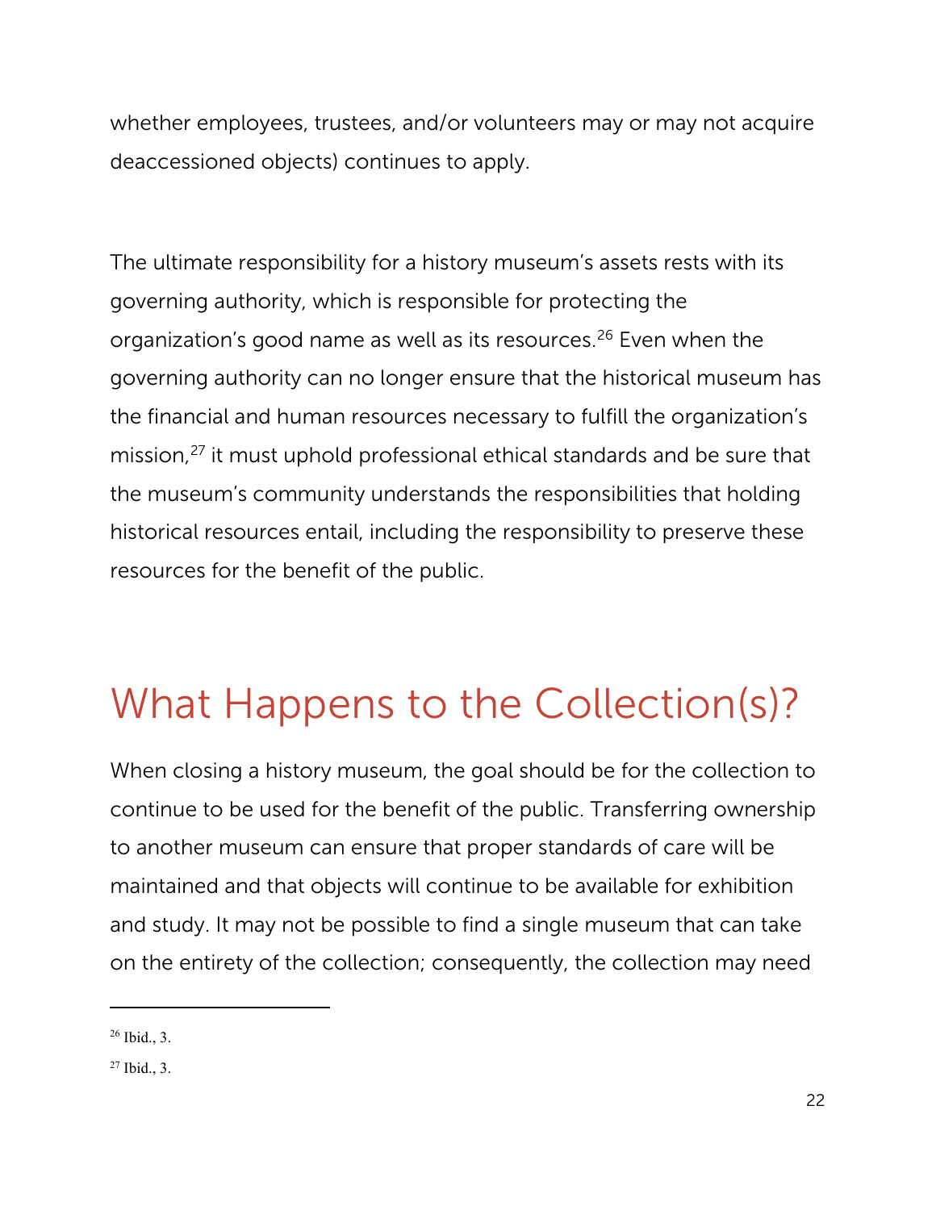whether employees, trustees, and/or volunteers may or may not acquire deaccessioned objects) continues to apply.

The ultimate responsibility for a history museum's assets rests with its governing authority, which is responsible for protecting the organization's good name as well as its resources.[26] Even when the governing authority can no longer ensure that the historical museum has the financial and human resources necessary to fulfill the organization's mission,[27] it must uphold professional ethical standards and be sure that the museum's community understands the responsibilities that holding historical resources entail, including the responsibility to preserve these resources for the benefit of the public.

# What Happens to the Collection(s)?

When closing a history museum, the goal should be for the collection to continue to be used for the benefit of the public. Transferring ownership to another museum can ensure that proper standards of care will be maintained and that objects will continue to be available for exhibition and study. It may not be possible to find a single museum that can take on the entirety of the collection; consequently, the collection may need

[26] Ibid., 3.

[27] Ibid., 3.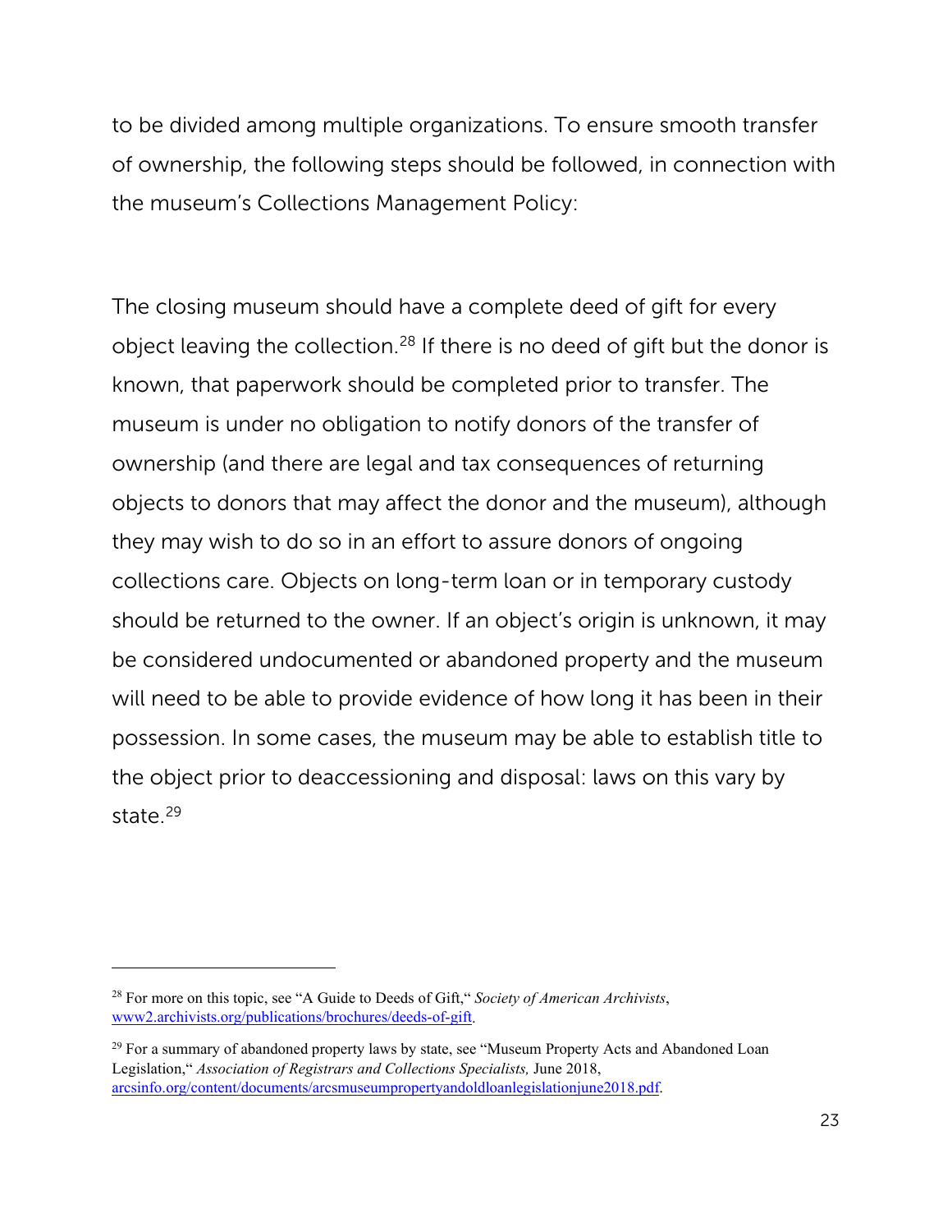to be divided among multiple organizations. To ensure smooth transfer of ownership, the following steps should be followed, in connection with the museum's Collections Management Policy:

The closing museum should have a complete deed of gift for every object leaving the collection.[28] If there is no deed of gift but the donor is known, that paperwork should be completed prior to transfer. The museum is under no obligation to notify donors of the transfer of ownership (and there are legal and tax consequences of returning objects to donors that may affect the donor and the museum), although they may wish to do so in an effort to assure donors of ongoing collections care. Objects on long-term loan or in temporary custody should be returned to the owner. If an object's origin is unknown, it may be considered undocumented or abandoned property and the museum will need to be able to provide evidence of how long it has been in their possession. In some cases, the museum may be able to establish title to the object prior to deaccessioning and disposal: laws on this vary by state.[29]

---

[28] For more on this topic, see "A Guide to Deeds of Gift," *Society of American Archivists*, www2.archivists.org/publications/brochures/deeds-of-gift.

[29] For a summary of abandoned property laws by state, see "Museum Property Acts and Abandoned Loan Legislation," *Association of Registrars and Collections Specialists,* June 2018, arcsinfo.org/content/documents/arcsmuseumpropertyandoldloanlegislationjune2018.pdf.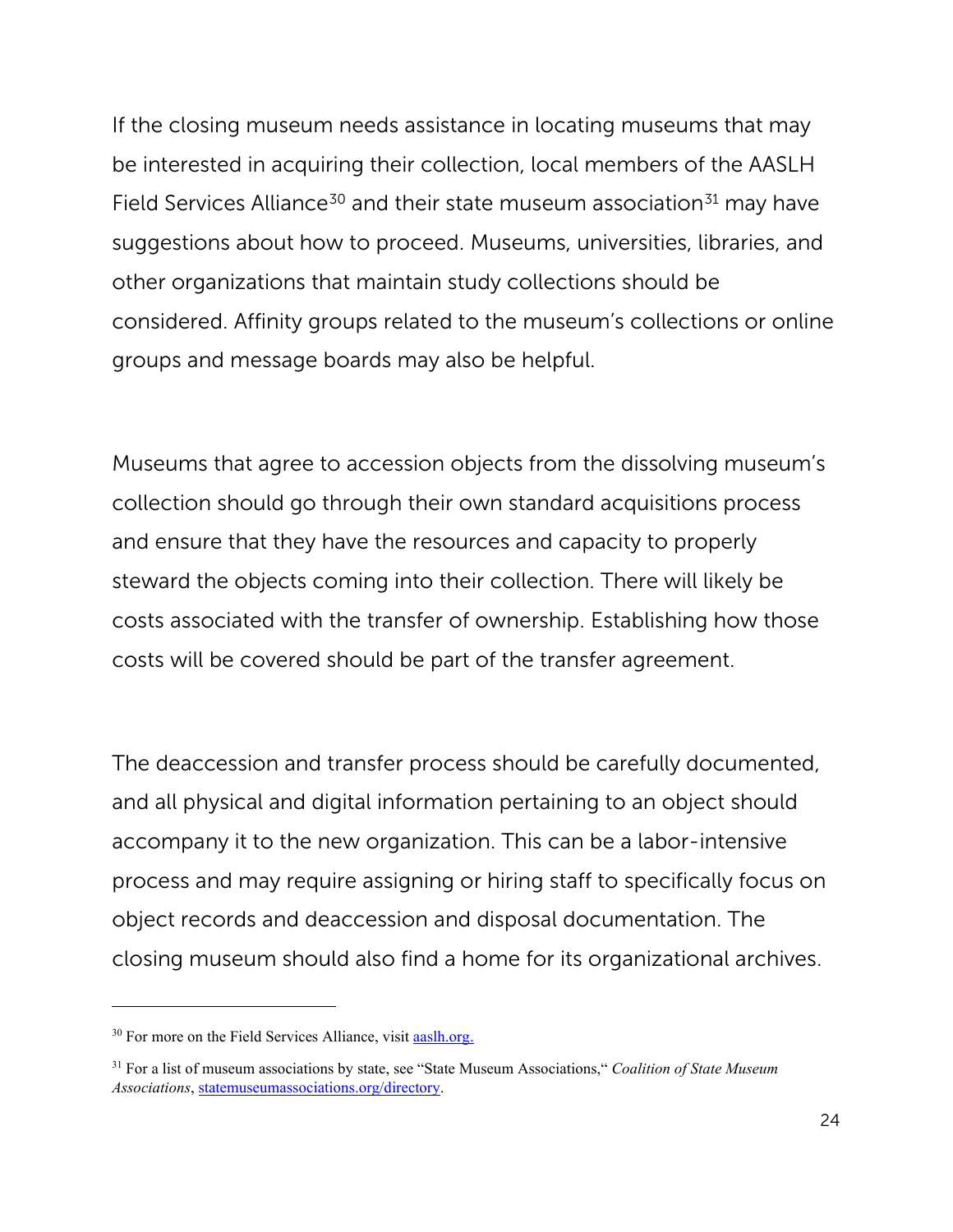If the closing museum needs assistance in locating museums that may be interested in acquiring their collection, local members of the AASLH Field Services Alliance[30] and their state museum association[31] may have suggestions about how to proceed. Museums, universities, libraries, and other organizations that maintain study collections should be considered. Affinity groups related to the museum's collections or online groups and message boards may also be helpful.

Museums that agree to accession objects from the dissolving museum's collection should go through their own standard acquisitions process and ensure that they have the resources and capacity to properly steward the objects coming into their collection. There will likely be costs associated with the transfer of ownership. Establishing how those costs will be covered should be part of the transfer agreement.

The deaccession and transfer process should be carefully documented, and all physical and digital information pertaining to an object should accompany it to the new organization. This can be a labor-intensive process and may require assigning or hiring staff to specifically focus on object records and deaccession and disposal documentation. The closing museum should also find a home for its organizational archives.

---

[30] For more on the Field Services Alliance, visit [aaslh.org.](aaslh.org)

[31] For a list of museum associations by state, see "State Museum Associations," *Coalition of State Museum Associations*, [statemuseumassociations.org/directory](statemuseumassociations.org/directory).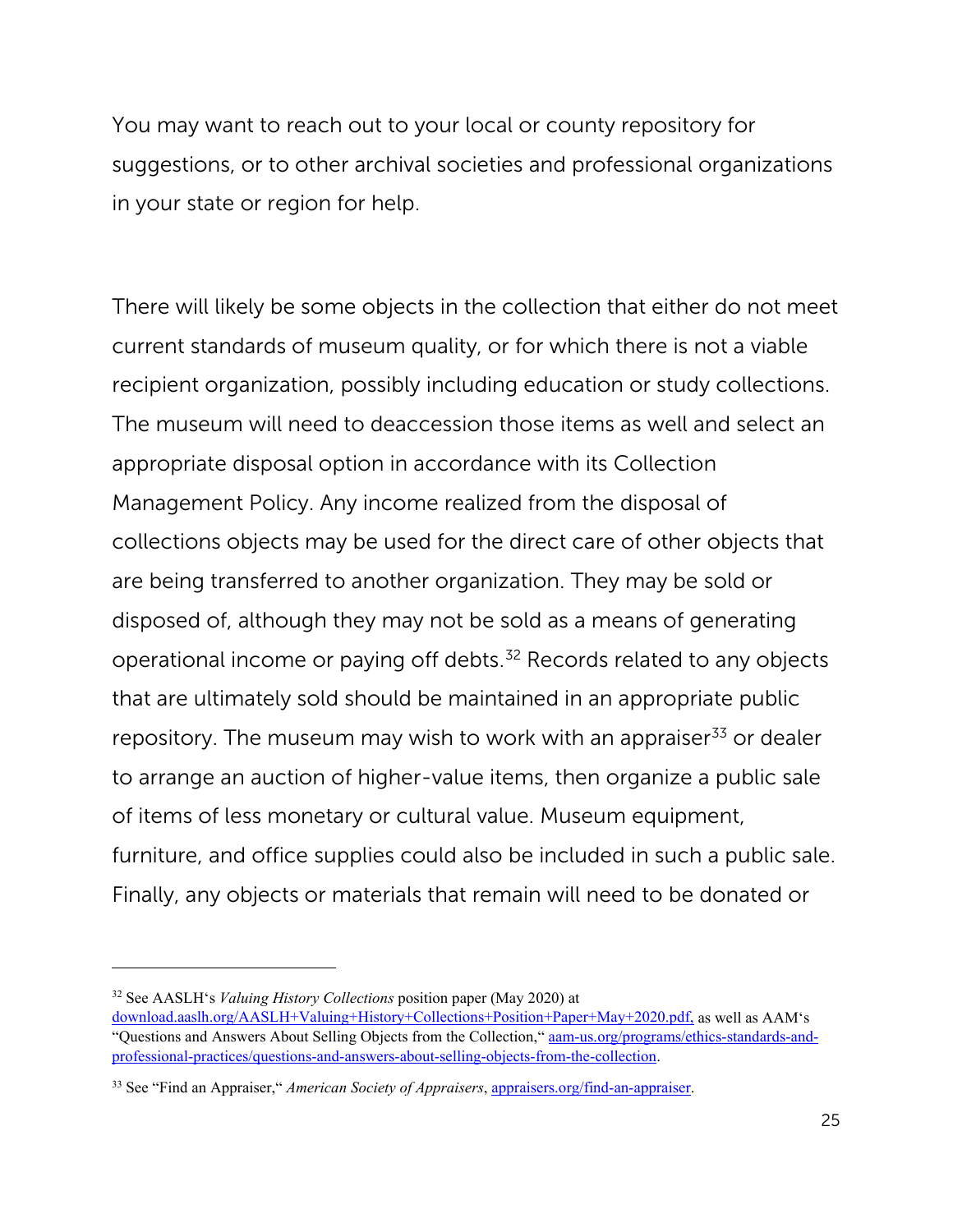You may want to reach out to your local or county repository for suggestions, or to other archival societies and professional organizations in your state or region for help.

There will likely be some objects in the collection that either do not meet current standards of museum quality, or for which there is not a viable recipient organization, possibly including education or study collections. The museum will need to deaccession those items as well and select an appropriate disposal option in accordance with its Collection Management Policy. Any income realized from the disposal of collections objects may be used for the direct care of other objects that are being transferred to another organization. They may be sold or disposed of, although they may not be sold as a means of generating operational income or paying off debts.[32] Records related to any objects that are ultimately sold should be maintained in an appropriate public repository. The museum may wish to work with an appraiser[33] or dealer to arrange an auction of higher-value items, then organize a public sale of items of less monetary or cultural value. Museum equipment, furniture, and office supplies could also be included in such a public sale. Finally, any objects or materials that remain will need to be donated or

---

[32] See AASLH's *Valuing History Collections* position paper (May 2020) at download.aaslh.org/AASLH+Valuing+History+Collections+Position+Paper+May+2020.pdf, as well as AAM's "Questions and Answers About Selling Objects from the Collection," aam-us.org/programs/ethics-standards-and-professional-practices/questions-and-answers-about-selling-objects-from-the-collection.

[33] See "Find an Appraiser," *American Society of Appraisers*, appraisers.org/find-an-appraiser.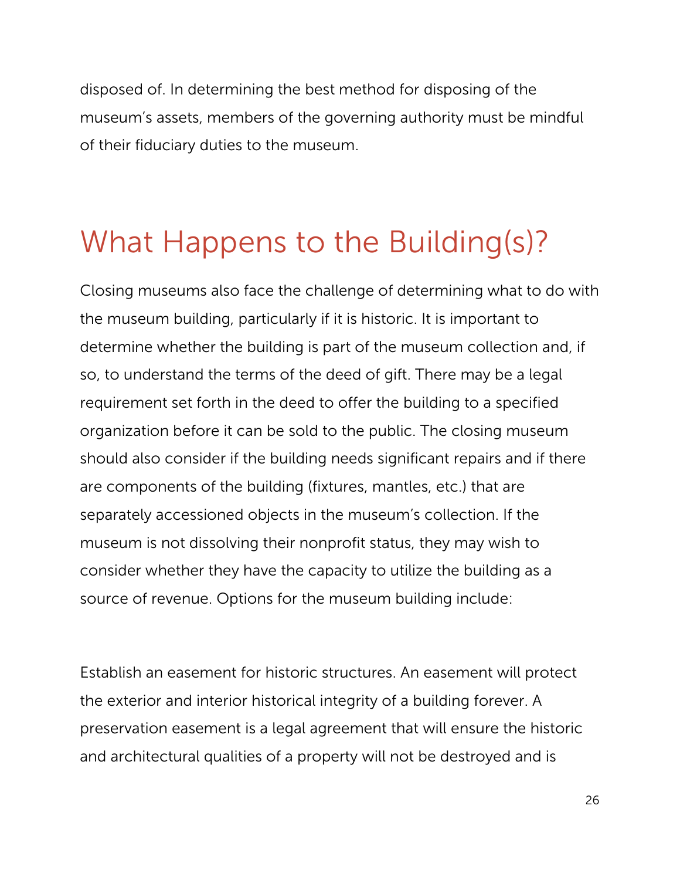disposed of. In determining the best method for disposing of the museum's assets, members of the governing authority must be mindful of their fiduciary duties to the museum.

## What Happens to the Building(s)?

Closing museums also face the challenge of determining what to do with the museum building, particularly if it is historic. It is important to determine whether the building is part of the museum collection and, if so, to understand the terms of the deed of gift. There may be a legal requirement set forth in the deed to offer the building to a specified organization before it can be sold to the public. The closing museum should also consider if the building needs significant repairs and if there are components of the building (fixtures, mantles, etc.) that are separately accessioned objects in the museum's collection. If the museum is not dissolving their nonprofit status, they may wish to consider whether they have the capacity to utilize the building as a source of revenue. Options for the museum building include:

Establish an easement for historic structures. An easement will protect the exterior and interior historical integrity of a building forever. A preservation easement is a legal agreement that will ensure the historic and architectural qualities of a property will not be destroyed and is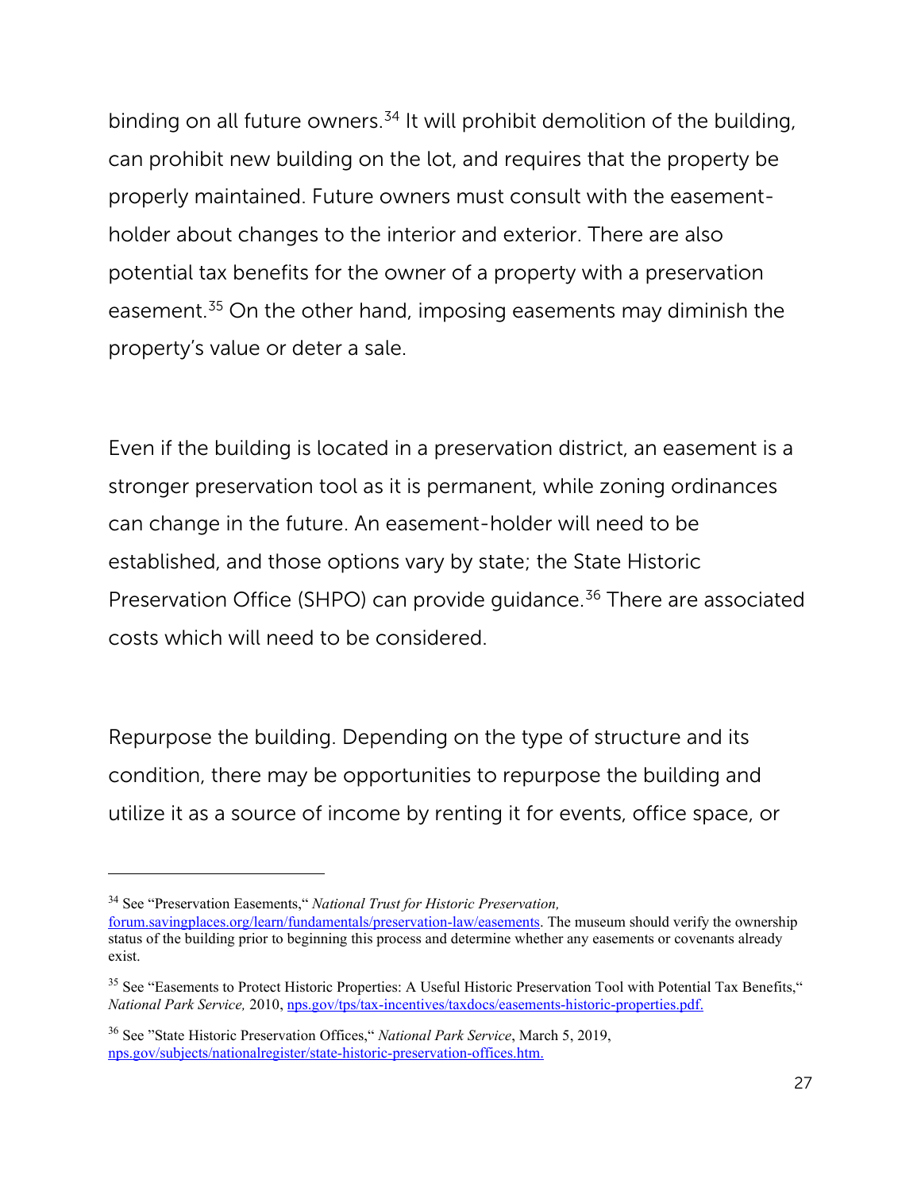binding on all future owners.[34] It will prohibit demolition of the building, can prohibit new building on the lot, and requires that the property be properly maintained. Future owners must consult with the easement-holder about changes to the interior and exterior. There are also potential tax benefits for the owner of a property with a preservation easement.[35] On the other hand, imposing easements may diminish the property's value or deter a sale.

Even if the building is located in a preservation district, an easement is a stronger preservation tool as it is permanent, while zoning ordinances can change in the future. An easement-holder will need to be established, and those options vary by state; the State Historic Preservation Office (SHPO) can provide guidance.[36] There are associated costs which will need to be considered.

Repurpose the building. Depending on the type of structure and its condition, there may be opportunities to repurpose the building and utilize it as a source of income by renting it for events, office space, or

---

[34] See "Preservation Easements," *National Trust for Historic Preservation,* forum.savingplaces.org/learn/fundamentals/preservation-law/easements. The museum should verify the ownership status of the building prior to beginning this process and determine whether any easements or covenants already exist.

[35] See "Easements to Protect Historic Properties: A Useful Historic Preservation Tool with Potential Tax Benefits," *National Park Service,* 2010, nps.gov/tps/tax-incentives/taxdocs/easements-historic-properties.pdf.

[36] See "State Historic Preservation Offices," *National Park Service*, March 5, 2019, nps.gov/subjects/nationalregister/state-historic-preservation-offices.htm.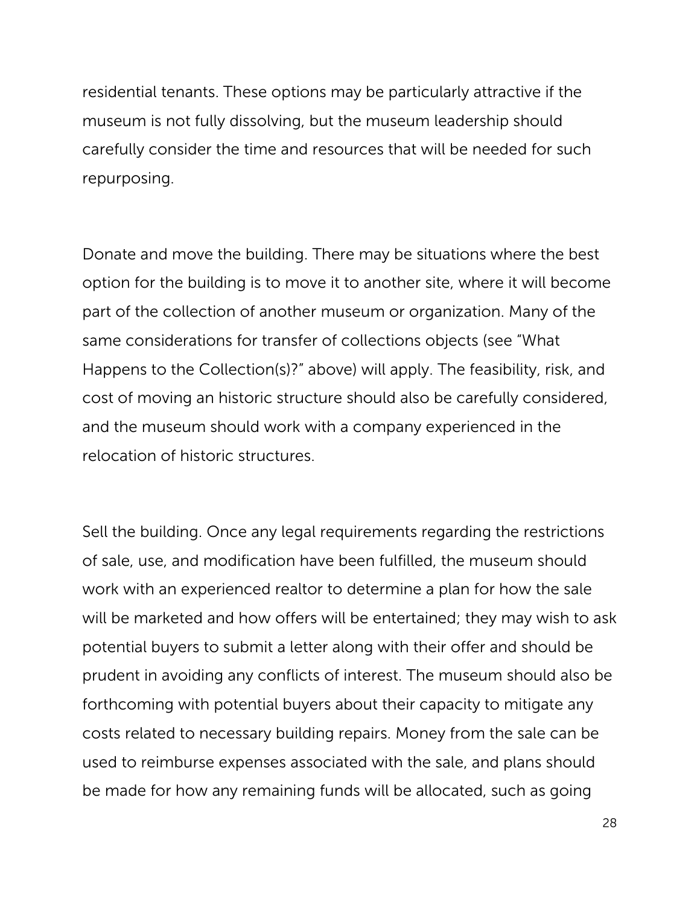residential tenants. These options may be particularly attractive if the museum is not fully dissolving, but the museum leadership should carefully consider the time and resources that will be needed for such repurposing.

Donate and move the building. There may be situations where the best option for the building is to move it to another site, where it will become part of the collection of another museum or organization. Many of the same considerations for transfer of collections objects (see "What Happens to the Collection(s)?" above) will apply. The feasibility, risk, and cost of moving an historic structure should also be carefully considered, and the museum should work with a company experienced in the relocation of historic structures.

Sell the building. Once any legal requirements regarding the restrictions of sale, use, and modification have been fulfilled, the museum should work with an experienced realtor to determine a plan for how the sale will be marketed and how offers will be entertained; they may wish to ask potential buyers to submit a letter along with their offer and should be prudent in avoiding any conflicts of interest. The museum should also be forthcoming with potential buyers about their capacity to mitigate any costs related to necessary building repairs. Money from the sale can be used to reimburse expenses associated with the sale, and plans should be made for how any remaining funds will be allocated, such as going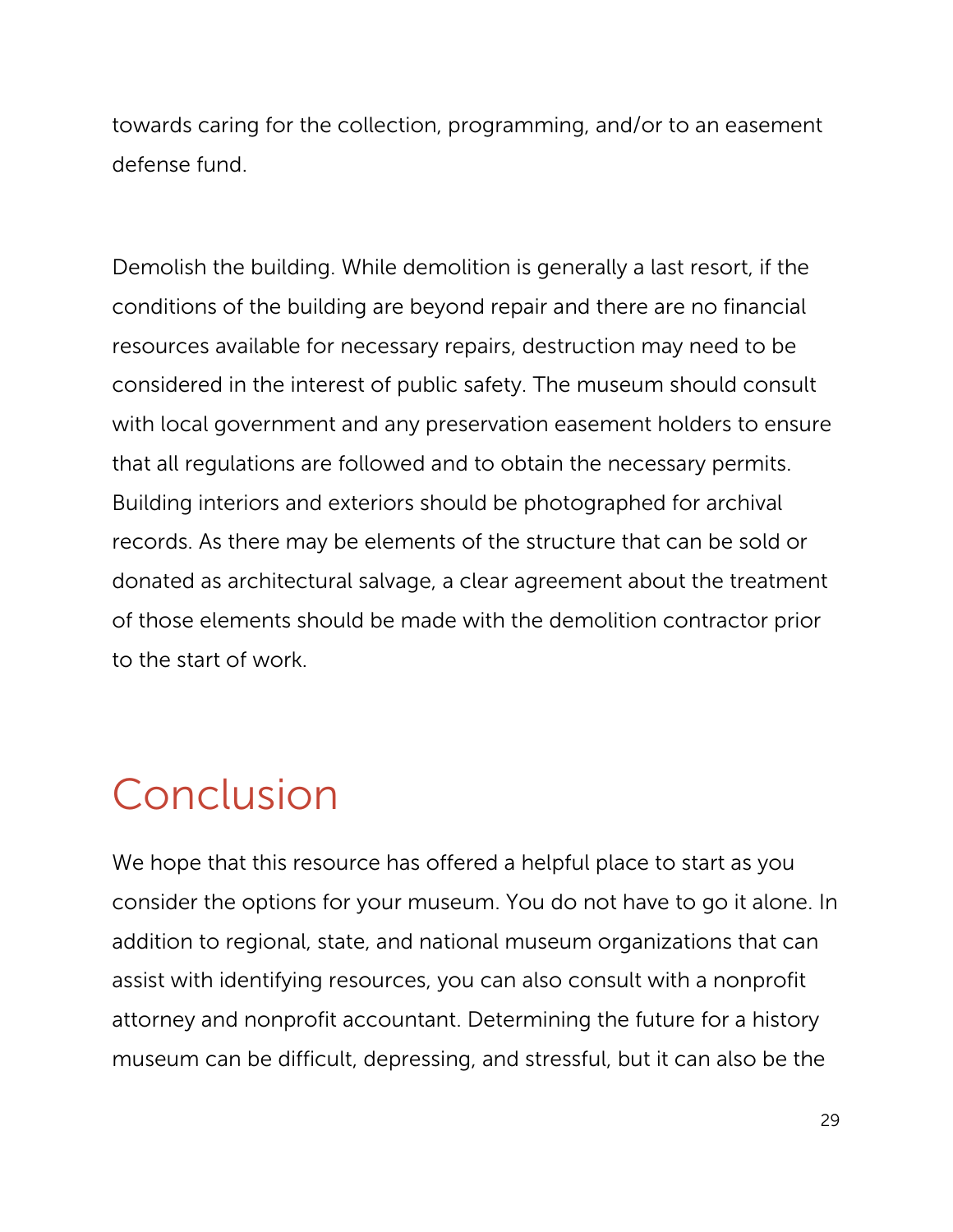towards caring for the collection, programming, and/or to an easement defense fund.

Demolish the building. While demolition is generally a last resort, if the conditions of the building are beyond repair and there are no financial resources available for necessary repairs, destruction may need to be considered in the interest of public safety. The museum should consult with local government and any preservation easement holders to ensure that all regulations are followed and to obtain the necessary permits. Building interiors and exteriors should be photographed for archival records. As there may be elements of the structure that can be sold or donated as architectural salvage, a clear agreement about the treatment of those elements should be made with the demolition contractor prior to the start of work.

# Conclusion

We hope that this resource has offered a helpful place to start as you consider the options for your museum. You do not have to go it alone. In addition to regional, state, and national museum organizations that can assist with identifying resources, you can also consult with a nonprofit attorney and nonprofit accountant. Determining the future for a history museum can be difficult, depressing, and stressful, but it can also be the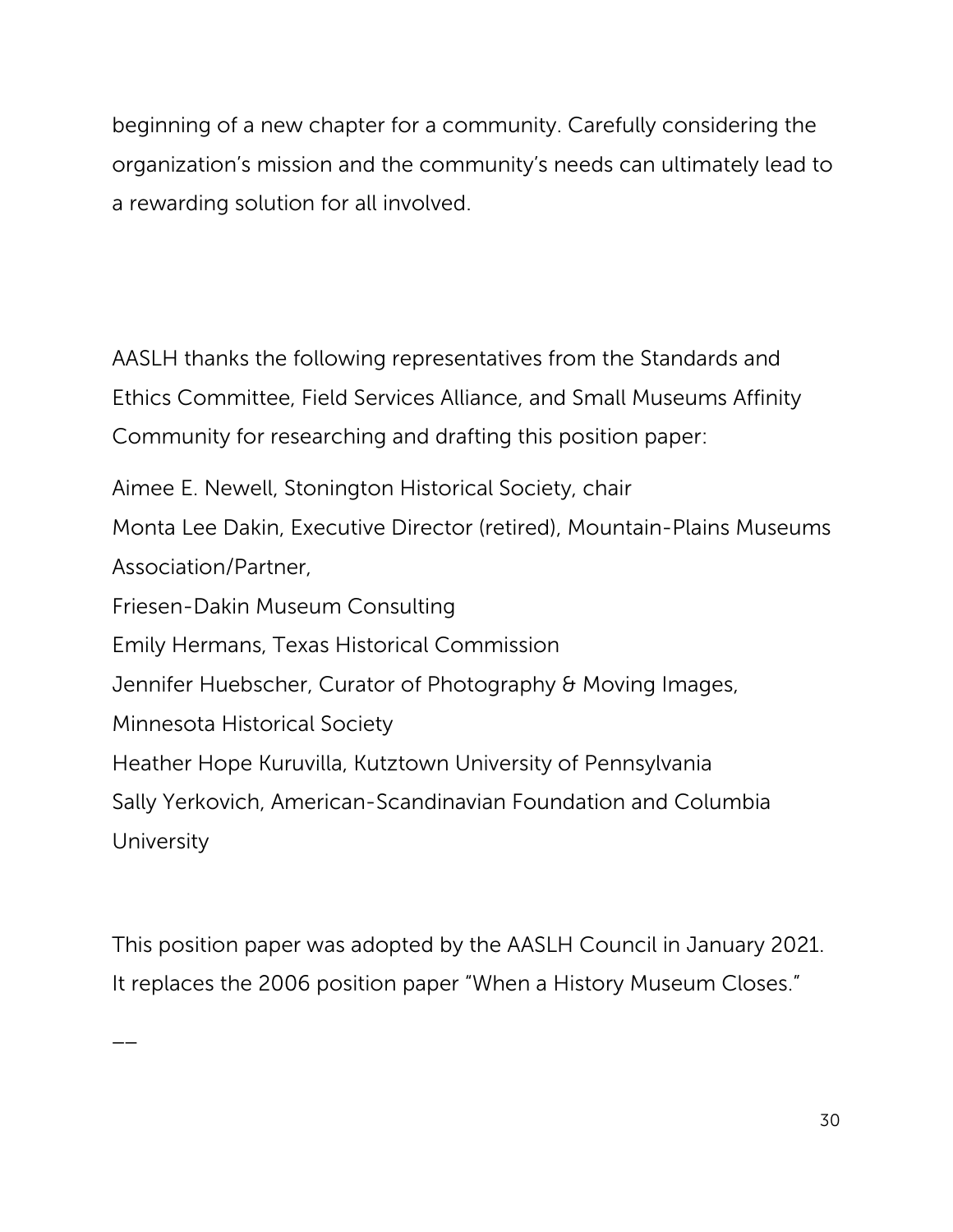beginning of a new chapter for a community. Carefully considering the organization's mission and the community's needs can ultimately lead to a rewarding solution for all involved.

AASLH thanks the following representatives from the Standards and Ethics Committee, Field Services Alliance, and Small Museums Affinity Community for researching and drafting this position paper:

Aimee E. Newell, Stonington Historical Society, chair  
Monta Lee Dakin, Executive Director (retired), Mountain-Plains Museums Association/Partner,  
Friesen-Dakin Museum Consulting  
Emily Hermans, Texas Historical Commission  
Jennifer Huebscher, Curator of Photography & Moving Images,  
Minnesota Historical Society  
Heather Hope Kuruvilla, Kutztown University of Pennsylvania  
Sally Yerkovich, American-Scandinavian Foundation and Columbia University

This position paper was adopted by the AASLH Council in January 2021. It replaces the 2006 position paper "When a History Museum Closes."

——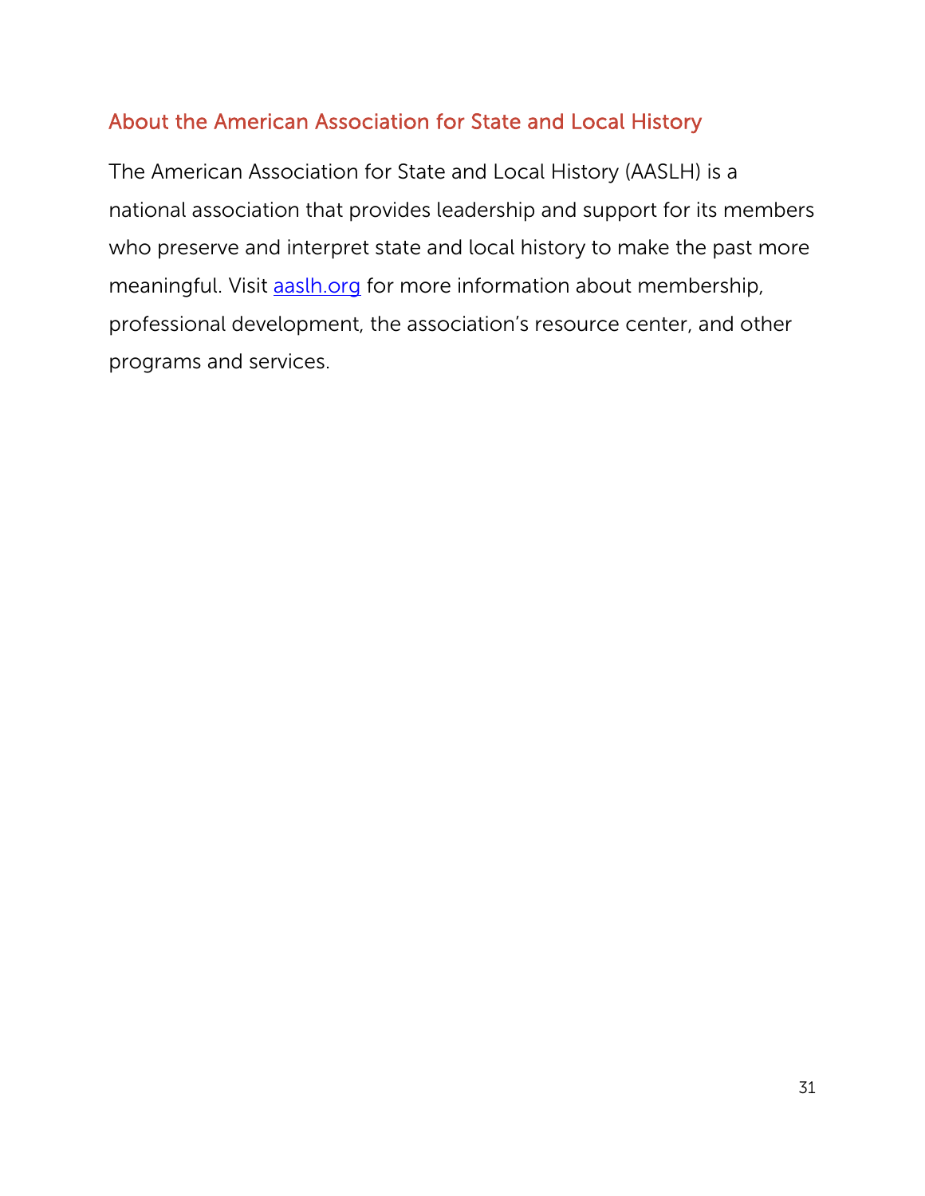## About the American Association for State and Local History

The American Association for State and Local History (AASLH) is a national association that provides leadership and support for its members who preserve and interpret state and local history to make the past more meaningful. Visit [aaslh.org](https://aaslh.org) for more information about membership, professional development, the association's resource center, and other programs and services.